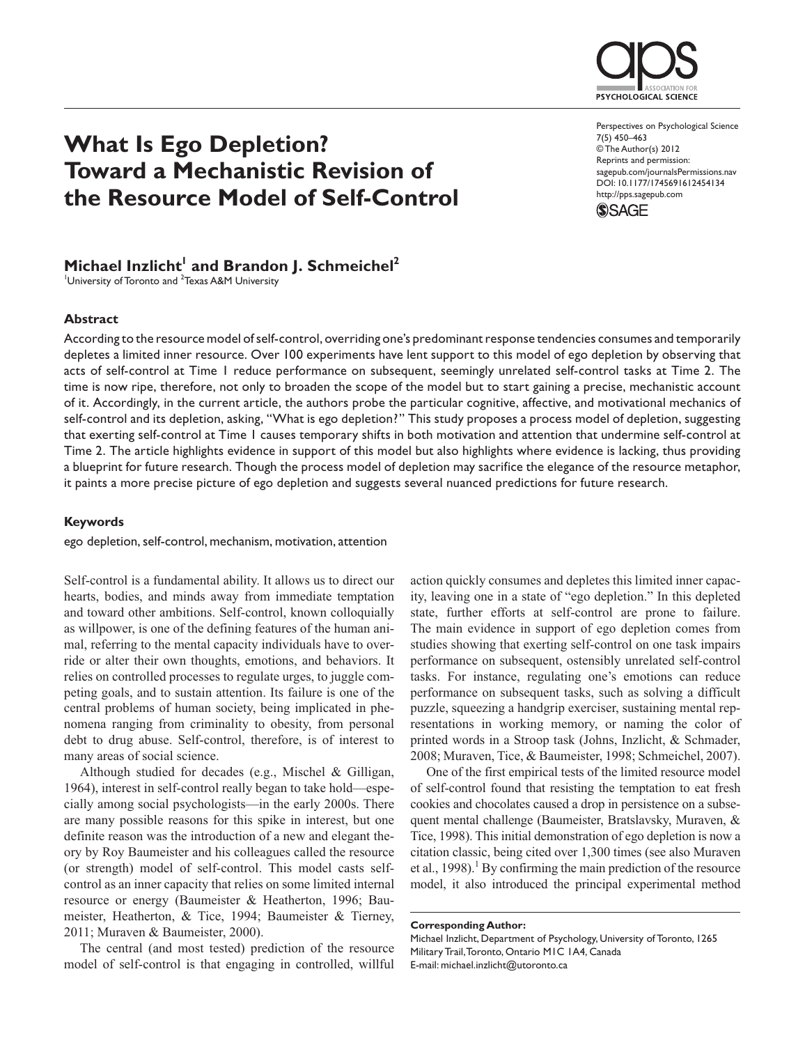# What Is Ego Depletion? Toward a Mechanistic Revision of the Resource Model of Self-Control

Perspectives on Psychological Science
7(5) 450–463
© The Author(s) 2012
Reprints and permission:
sagepub.com/journalsPermissions.nav
DOI: 10.1177/1745691612454134
http://pps.sagepub.com

**Michael Inzlicht[1] and Brandon J. Schmeichel[2]**

[1]University of Toronto and [2]Texas A&M University

## Abstract

According to the resource model of self-control, overriding one's predominant response tendencies consumes and temporarily depletes a limited inner resource. Over 100 experiments have lent support to this model of ego depletion by observing that acts of self-control at Time 1 reduce performance on subsequent, seemingly unrelated self-control tasks at Time 2. The time is now ripe, therefore, not only to broaden the scope of the model but to start gaining a precise, mechanistic account of it. Accordingly, in the current article, the authors probe the particular cognitive, affective, and motivational mechanics of self-control and its depletion, asking, "What is ego depletion?" This study proposes a process model of depletion, suggesting that exerting self-control at Time 1 causes temporary shifts in both motivation and attention that undermine self-control at Time 2. The article highlights evidence in support of this model but also highlights where evidence is lacking, thus providing a blueprint for future research. Though the process model of depletion may sacrifice the elegance of the resource metaphor, it paints a more precise picture of ego depletion and suggests several nuanced predictions for future research.

### Keywords

ego depletion, self-control, mechanism, motivation, attention

Self-control is a fundamental ability. It allows us to direct our hearts, bodies, and minds away from immediate temptation and toward other ambitions. Self-control, known colloquially as willpower, is one of the defining features of the human animal, referring to the mental capacity individuals have to override or alter their own thoughts, emotions, and behaviors. It relies on controlled processes to regulate urges, to juggle competing goals, and to sustain attention. Its failure is one of the central problems of human society, being implicated in phenomena ranging from criminality to obesity, from personal debt to drug abuse. Self-control, therefore, is of interest to many areas of social science.

Although studied for decades (e.g., Mischel & Gilligan, 1964), interest in self-control really began to take hold—especially among social psychologists—in the early 2000s. There are many possible reasons for this spike in interest, but one definite reason was the introduction of a new and elegant theory by Roy Baumeister and his colleagues called the resource (or strength) model of self-control. This model casts self-control as an inner capacity that relies on some limited internal resource or energy (Baumeister & Heatherton, 1996; Baumeister, Heatherton, & Tice, 1994; Baumeister & Tierney, 2011; Muraven & Baumeister, 2000).

The central (and most tested) prediction of the resource model of self-control is that engaging in controlled, willful action quickly consumes and depletes this limited inner capacity, leaving one in a state of "ego depletion." In this depleted state, further efforts at self-control are prone to failure. The main evidence in support of ego depletion comes from studies showing that exerting self-control on one task impairs performance on subsequent, ostensibly unrelated self-control tasks. For instance, regulating one's emotions can reduce performance on subsequent tasks, such as solving a difficult puzzle, squeezing a handgrip exerciser, sustaining mental representations in working memory, or naming the color of printed words in a Stroop task (Johns, Inzlicht, & Schmader, 2008; Muraven, Tice, & Baumeister, 1998; Schmeichel, 2007).

One of the first empirical tests of the limited resource model of self-control found that resisting the temptation to eat fresh cookies and chocolates caused a drop in persistence on a subsequent mental challenge (Baumeister, Bratslavsky, Muraven, & Tice, 1998). This initial demonstration of ego depletion is now a citation classic, being cited over 1,300 times (see also Muraven et al., 1998).[1] By confirming the main prediction of the resource model, it also introduced the principal experimental method

**Corresponding Author:**
Michael Inzlicht, Department of Psychology, University of Toronto, 1265 Military Trail, Toronto, Ontario M1C 1A4, Canada
E-mail: michael.inzlicht@utoronto.ca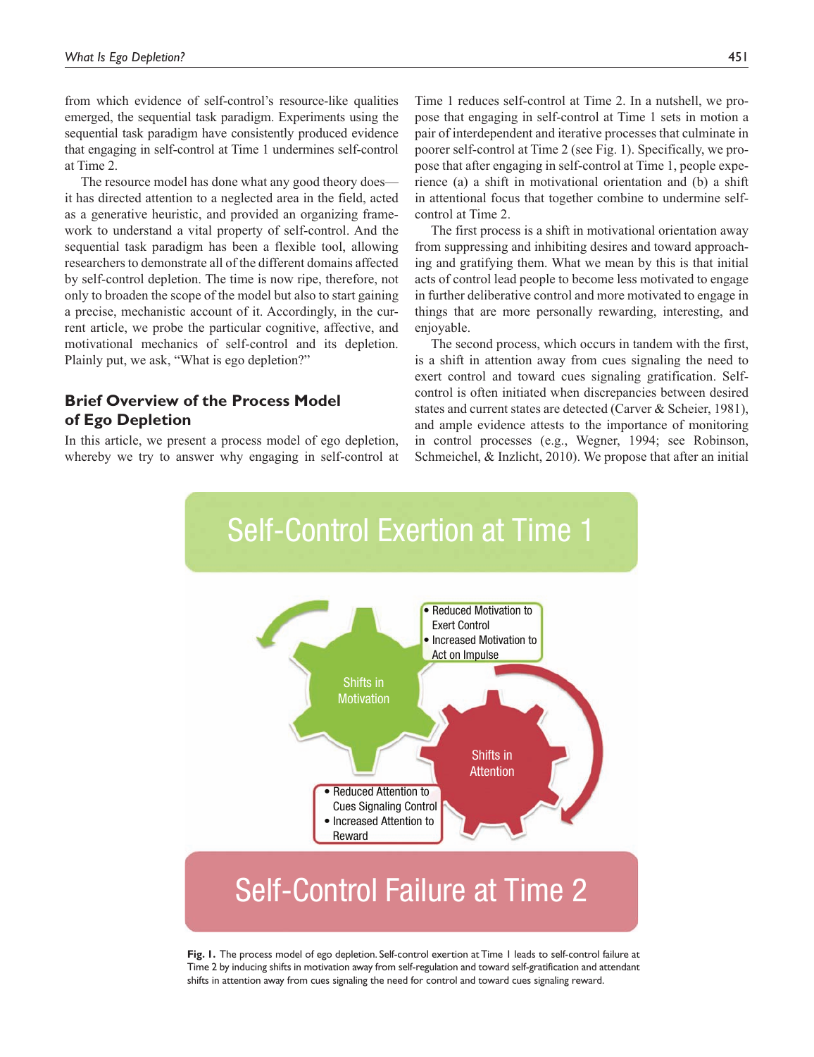from which evidence of self-control's resource-like qualities emerged, the sequential task paradigm. Experiments using the sequential task paradigm have consistently produced evidence that engaging in self-control at Time 1 undermines self-control at Time 2.

The resource model has done what any good theory does—it has directed attention to a neglected area in the field, acted as a generative heuristic, and provided an organizing framework to understand a vital property of self-control. And the sequential task paradigm has been a flexible tool, allowing researchers to demonstrate all of the different domains affected by self-control depletion. The time is now ripe, therefore, not only to broaden the scope of the model but also to start gaining a precise, mechanistic account of it. Accordingly, in the current article, we probe the particular cognitive, affective, and motivational mechanics of self-control and its depletion. Plainly put, we ask, "What is ego depletion?"

## Brief Overview of the Process Model of Ego Depletion

In this article, we present a process model of ego depletion, whereby we try to answer why engaging in self-control at Time 1 reduces self-control at Time 2. In a nutshell, we propose that engaging in self-control at Time 1 sets in motion a pair of interdependent and iterative processes that culminate in poorer self-control at Time 2 (see Fig. 1). Specifically, we propose that after engaging in self-control at Time 1, people experience (a) a shift in motivational orientation and (b) a shift in attentional focus that together combine to undermine self-control at Time 2.

The first process is a shift in motivational orientation away from suppressing and inhibiting desires and toward approaching and gratifying them. What we mean by this is that initial acts of control lead people to become less motivated to engage in further deliberative control and more motivated to engage in things that are more personally rewarding, interesting, and enjoyable.

The second process, which occurs in tandem with the first, is a shift in attention away from cues signaling the need to exert control and toward cues signaling gratification. Self-control is often initiated when discrepancies between desired states and current states are detected (Carver & Scheier, 1981), and ample evidence attests to the importance of monitoring in control processes (e.g., Wegner, 1994; see Robinson, Schmeichel, & Inzlicht, 2010). We propose that after an initial

Self-Control Exertion at Time 1

Shifts in Motivation
- Reduced Motivation to Exert Control
- Increased Motivation to Act on Impulse

Shifts in Attention
- Reduced Attention to Cues Signaling Control
- Increased Attention to Reward

Self-Control Failure at Time 2

**Fig. 1.** The process model of ego depletion. Self-control exertion at Time 1 leads to self-control failure at Time 2 by inducing shifts in motivation away from self-regulation and toward self-gratification and attendant shifts in attention away from cues signaling the need for control and toward cues signaling reward.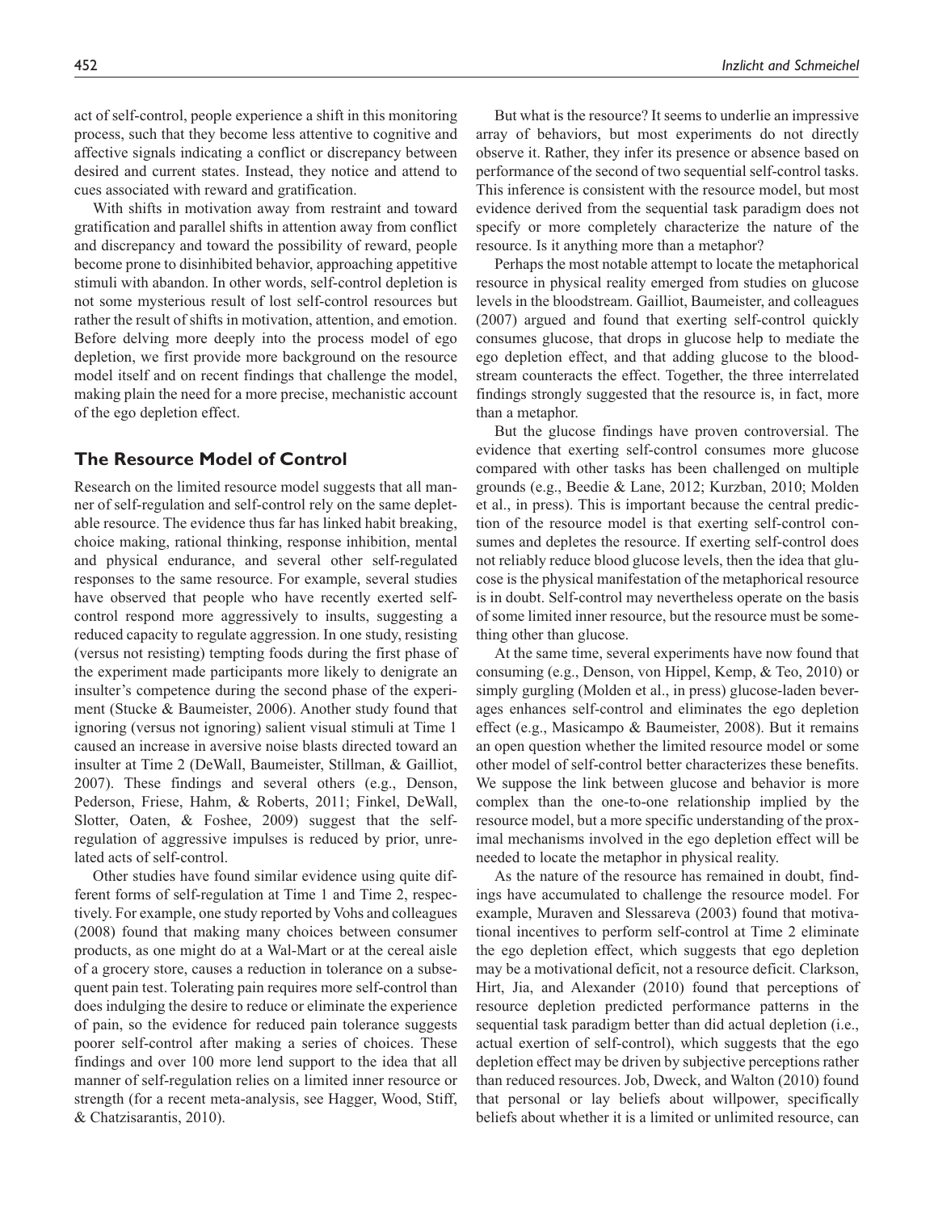act of self-control, people experience a shift in this monitoring process, such that they become less attentive to cognitive and affective signals indicating a conflict or discrepancy between desired and current states. Instead, they notice and attend to cues associated with reward and gratification.

With shifts in motivation away from restraint and toward gratification and parallel shifts in attention away from conflict and discrepancy and toward the possibility of reward, people become prone to disinhibited behavior, approaching appetitive stimuli with abandon. In other words, self-control depletion is not some mysterious result of lost self-control resources but rather the result of shifts in motivation, attention, and emotion. Before delving more deeply into the process model of ego depletion, we first provide more background on the resource model itself and on recent findings that challenge the model, making plain the need for a more precise, mechanistic account of the ego depletion effect.

## The Resource Model of Control

Research on the limited resource model suggests that all manner of self-regulation and self-control rely on the same depletable resource. The evidence thus far has linked habit breaking, choice making, rational thinking, response inhibition, mental and physical endurance, and several other self-regulated responses to the same resource. For example, several studies have observed that people who have recently exerted self-control respond more aggressively to insults, suggesting a reduced capacity to regulate aggression. In one study, resisting (versus not resisting) tempting foods during the first phase of the experiment made participants more likely to denigrate an insulter's competence during the second phase of the experiment (Stucke & Baumeister, 2006). Another study found that ignoring (versus not ignoring) salient visual stimuli at Time 1 caused an increase in aversive noise blasts directed toward an insulter at Time 2 (DeWall, Baumeister, Stillman, & Gailliot, 2007). These findings and several others (e.g., Denson, Pederson, Friese, Hahm, & Roberts, 2011; Finkel, DeWall, Slotter, Oaten, & Foshee, 2009) suggest that the self-regulation of aggressive impulses is reduced by prior, unrelated acts of self-control.

Other studies have found similar evidence using quite different forms of self-regulation at Time 1 and Time 2, respectively. For example, one study reported by Vohs and colleagues (2008) found that making many choices between consumer products, as one might do at a Wal-Mart or at the cereal aisle of a grocery store, causes a reduction in tolerance on a subsequent pain test. Tolerating pain requires more self-control than does indulging the desire to reduce or eliminate the experience of pain, so the evidence for reduced pain tolerance suggests poorer self-control after making a series of choices. These findings and over 100 more lend support to the idea that all manner of self-regulation relies on a limited inner resource or strength (for a recent meta-analysis, see Hagger, Wood, Stiff, & Chatzisarantis, 2010).

But what is the resource? It seems to underlie an impressive array of behaviors, but most experiments do not directly observe it. Rather, they infer its presence or absence based on performance of the second of two sequential self-control tasks. This inference is consistent with the resource model, but most evidence derived from the sequential task paradigm does not specify or more completely characterize the nature of the resource. Is it anything more than a metaphor?

Perhaps the most notable attempt to locate the metaphorical resource in physical reality emerged from studies on glucose levels in the bloodstream. Gailliot, Baumeister, and colleagues (2007) argued and found that exerting self-control quickly consumes glucose, that drops in glucose help to mediate the ego depletion effect, and that adding glucose to the bloodstream counteracts the effect. Together, the three interrelated findings strongly suggested that the resource is, in fact, more than a metaphor.

But the glucose findings have proven controversial. The evidence that exerting self-control consumes more glucose compared with other tasks has been challenged on multiple grounds (e.g., Beedie & Lane, 2012; Kurzban, 2010; Molden et al., in press). This is important because the central prediction of the resource model is that exerting self-control consumes and depletes the resource. If exerting self-control does not reliably reduce blood glucose levels, then the idea that glucose is the physical manifestation of the metaphorical resource is in doubt. Self-control may nevertheless operate on the basis of some limited inner resource, but the resource must be something other than glucose.

At the same time, several experiments have now found that consuming (e.g., Denson, von Hippel, Kemp, & Teo, 2010) or simply gurgling (Molden et al., in press) glucose-laden beverages enhances self-control and eliminates the ego depletion effect (e.g., Masicampo & Baumeister, 2008). But it remains an open question whether the limited resource model or some other model of self-control better characterizes these benefits. We suppose the link between glucose and behavior is more complex than the one-to-one relationship implied by the resource model, but a more specific understanding of the proximal mechanisms involved in the ego depletion effect will be needed to locate the metaphor in physical reality.

As the nature of the resource has remained in doubt, findings have accumulated to challenge the resource model. For example, Muraven and Slessareva (2003) found that motivational incentives to perform self-control at Time 2 eliminate the ego depletion effect, which suggests that ego depletion may be a motivational deficit, not a resource deficit. Clarkson, Hirt, Jia, and Alexander (2010) found that perceptions of resource depletion predicted performance patterns in the sequential task paradigm better than did actual depletion (i.e., actual exertion of self-control), which suggests that the ego depletion effect may be driven by subjective perceptions rather than reduced resources. Job, Dweck, and Walton (2010) found that personal or lay beliefs about willpower, specifically beliefs about whether it is a limited or unlimited resource, can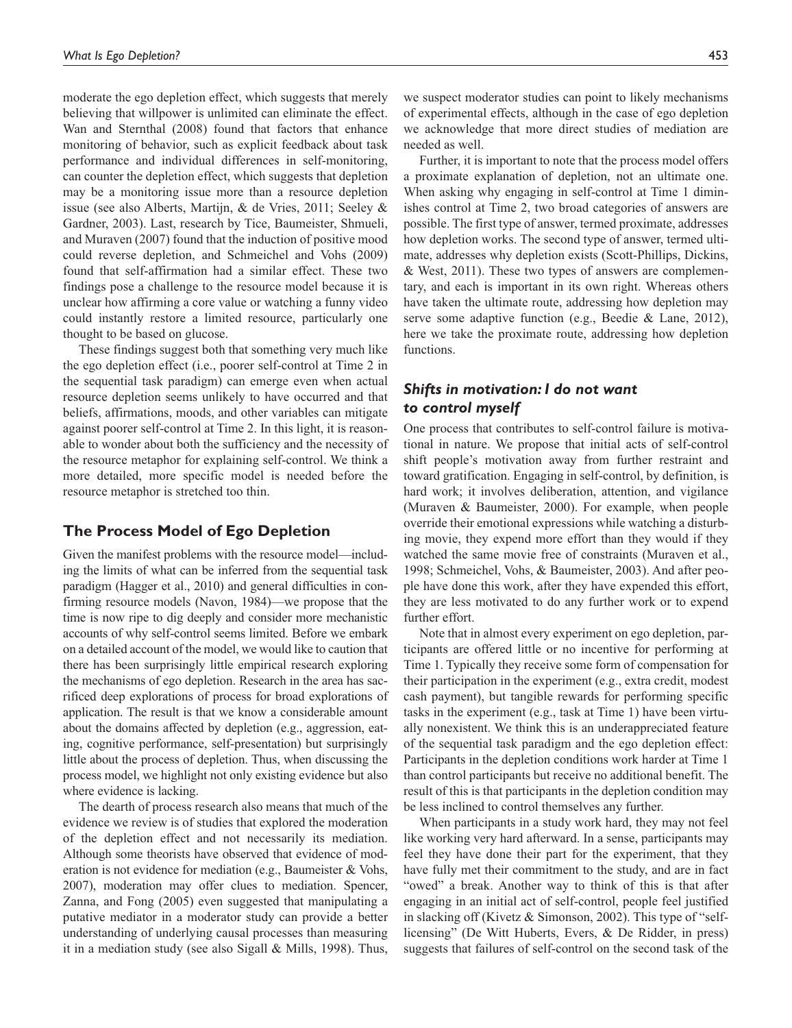moderate the ego depletion effect, which suggests that merely believing that willpower is unlimited can eliminate the effect. Wan and Sternthal (2008) found that factors that enhance monitoring of behavior, such as explicit feedback about task performance and individual differences in self-monitoring, can counter the depletion effect, which suggests that depletion may be a monitoring issue more than a resource depletion issue (see also Alberts, Martijn, & de Vries, 2011; Seeley & Gardner, 2003). Last, research by Tice, Baumeister, Shmueli, and Muraven (2007) found that the induction of positive mood could reverse depletion, and Schmeichel and Vohs (2009) found that self-affirmation had a similar effect. These two findings pose a challenge to the resource model because it is unclear how affirming a core value or watching a funny video could instantly restore a limited resource, particularly one thought to be based on glucose.

These findings suggest both that something very much like the ego depletion effect (i.e., poorer self-control at Time 2 in the sequential task paradigm) can emerge even when actual resource depletion seems unlikely to have occurred and that beliefs, affirmations, moods, and other variables can mitigate against poorer self-control at Time 2. In this light, it is reasonable to wonder about both the sufficiency and the necessity of the resource metaphor for explaining self-control. We think a more detailed, more specific model is needed before the resource metaphor is stretched too thin.

## The Process Model of Ego Depletion

Given the manifest problems with the resource model—including the limits of what can be inferred from the sequential task paradigm (Hagger et al., 2010) and general difficulties in confirming resource models (Navon, 1984)—we propose that the time is now ripe to dig deeply and consider more mechanistic accounts of why self-control seems limited. Before we embark on a detailed account of the model, we would like to caution that there has been surprisingly little empirical research exploring the mechanisms of ego depletion. Research in the area has sacrificed deep explorations of process for broad explorations of application. The result is that we know a considerable amount about the domains affected by depletion (e.g., aggression, eating, cognitive performance, self-presentation) but surprisingly little about the process of depletion. Thus, when discussing the process model, we highlight not only existing evidence but also where evidence is lacking.

The dearth of process research also means that much of the evidence we review is of studies that explored the moderation of the depletion effect and not necessarily its mediation. Although some theorists have observed that evidence of moderation is not evidence for mediation (e.g., Baumeister & Vohs, 2007), moderation may offer clues to mediation. Spencer, Zanna, and Fong (2005) even suggested that manipulating a putative mediator in a moderator study can provide a better understanding of underlying causal processes than measuring it in a mediation study (see also Sigall & Mills, 1998). Thus, we suspect moderator studies can point to likely mechanisms of experimental effects, although in the case of ego depletion we acknowledge that more direct studies of mediation are needed as well.

Further, it is important to note that the process model offers a proximate explanation of depletion, not an ultimate one. When asking why engaging in self-control at Time 1 diminishes control at Time 2, two broad categories of answers are possible. The first type of answer, termed proximate, addresses how depletion works. The second type of answer, termed ultimate, addresses why depletion exists (Scott-Phillips, Dickins, & West, 2011). These two types of answers are complementary, and each is important in its own right. Whereas others have taken the ultimate route, addressing how depletion may serve some adaptive function (e.g., Beedie & Lane, 2012), here we take the proximate route, addressing how depletion functions.

### *Shifts in motivation: I do not want to control myself*

One process that contributes to self-control failure is motivational in nature. We propose that initial acts of self-control shift people's motivation away from further restraint and toward gratification. Engaging in self-control, by definition, is hard work; it involves deliberation, attention, and vigilance (Muraven & Baumeister, 2000). For example, when people override their emotional expressions while watching a disturbing movie, they expend more effort than they would if they watched the same movie free of constraints (Muraven et al., 1998; Schmeichel, Vohs, & Baumeister, 2003). And after people have done this work, after they have expended this effort, they are less motivated to do any further work or to expend further effort.

Note that in almost every experiment on ego depletion, participants are offered little or no incentive for performing at Time 1. Typically they receive some form of compensation for their participation in the experiment (e.g., extra credit, modest cash payment), but tangible rewards for performing specific tasks in the experiment (e.g., task at Time 1) have been virtually nonexistent. We think this is an underappreciated feature of the sequential task paradigm and the ego depletion effect: Participants in the depletion conditions work harder at Time 1 than control participants but receive no additional benefit. The result of this is that participants in the depletion condition may be less inclined to control themselves any further.

When participants in a study work hard, they may not feel like working very hard afterward. In a sense, participants may feel they have done their part for the experiment, that they have fully met their commitment to the study, and are in fact "owed" a break. Another way to think of this is that after engaging in an initial act of self-control, people feel justified in slacking off (Kivetz & Simonson, 2002). This type of "self-licensing" (De Witt Huberts, Evers, & De Ridder, in press) suggests that failures of self-control on the second task of the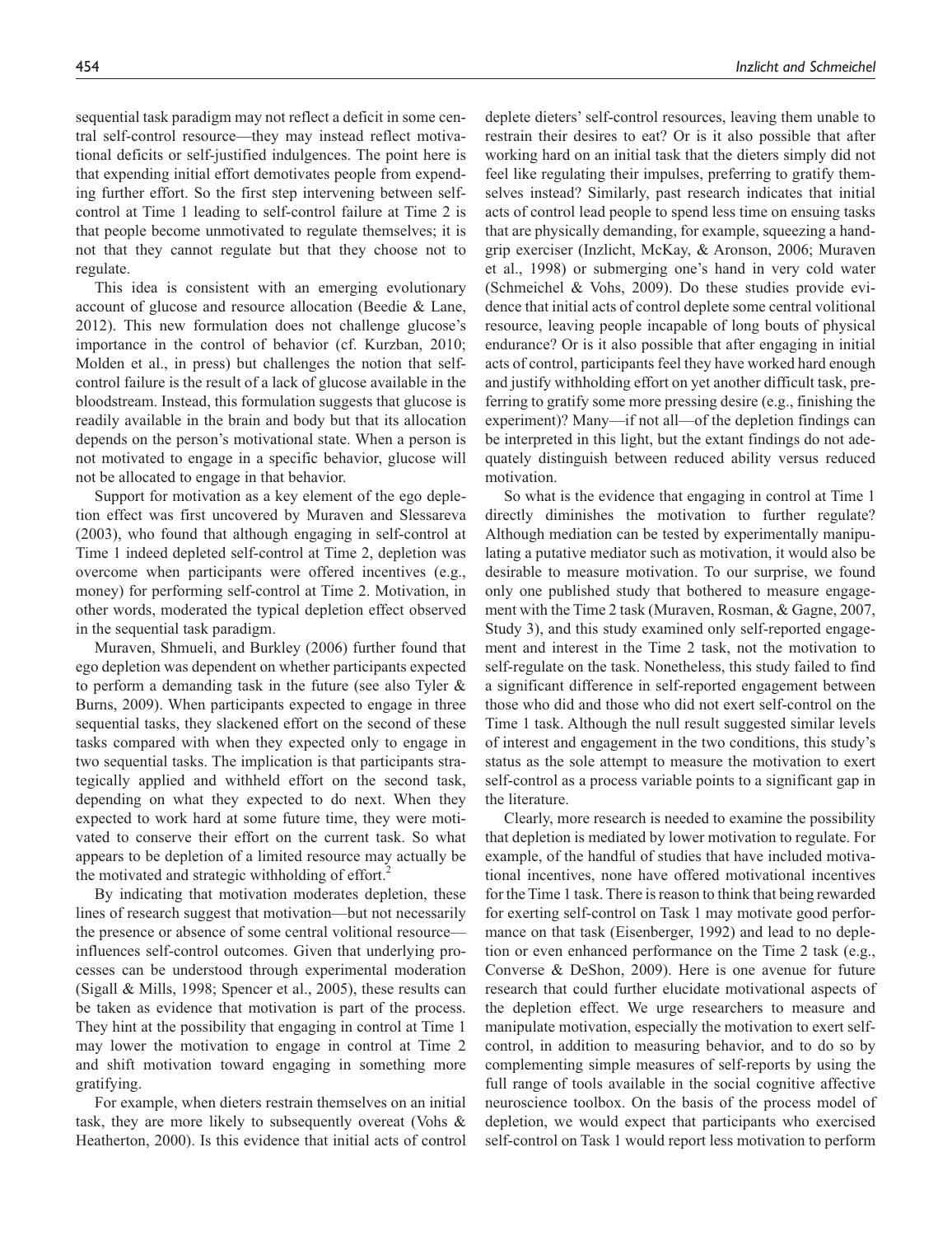sequential task paradigm may not reflect a deficit in some central self-control resource—they may instead reflect motivational deficits or self-justified indulgences. The point here is that expending initial effort demotivates people from expending further effort. So the first step intervening between self-control at Time 1 leading to self-control failure at Time 2 is that people become unmotivated to regulate themselves; it is not that they cannot regulate but that they choose not to regulate.

This idea is consistent with an emerging evolutionary account of glucose and resource allocation (Beedie & Lane, 2012). This new formulation does not challenge glucose's importance in the control of behavior (cf. Kurzban, 2010; Molden et al., in press) but challenges the notion that self-control failure is the result of a lack of glucose available in the bloodstream. Instead, this formulation suggests that glucose is readily available in the brain and body but that its allocation depends on the person's motivational state. When a person is not motivated to engage in a specific behavior, glucose will not be allocated to engage in that behavior.

Support for motivation as a key element of the ego depletion effect was first uncovered by Muraven and Slessareva (2003), who found that although engaging in self-control at Time 1 indeed depleted self-control at Time 2, depletion was overcome when participants were offered incentives (e.g., money) for performing self-control at Time 2. Motivation, in other words, moderated the typical depletion effect observed in the sequential task paradigm.

Muraven, Shmueli, and Burkley (2006) further found that ego depletion was dependent on whether participants expected to perform a demanding task in the future (see also Tyler & Burns, 2009). When participants expected to engage in three sequential tasks, they slackened effort on the second of these tasks compared with when they expected only to engage in two sequential tasks. The implication is that participants strategically applied and withheld effort on the second task, depending on what they expected to do next. When they expected to work hard at some future time, they were motivated to conserve their effort on the current task. So what appears to be depletion of a limited resource may actually be the motivated and strategic withholding of effort.[2]

By indicating that motivation moderates depletion, these lines of research suggest that motivation—but not necessarily the presence or absence of some central volitional resource—influences self-control outcomes. Given that underlying processes can be understood through experimental moderation (Sigall & Mills, 1998; Spencer et al., 2005), these results can be taken as evidence that motivation is part of the process. They hint at the possibility that engaging in control at Time 1 may lower the motivation to engage in control at Time 2 and shift motivation toward engaging in something more gratifying.

For example, when dieters restrain themselves on an initial task, they are more likely to subsequently overeat (Vohs & Heatherton, 2000). Is this evidence that initial acts of control deplete dieters' self-control resources, leaving them unable to restrain their desires to eat? Or is it also possible that after working hard on an initial task that the dieters simply did not feel like regulating their impulses, preferring to gratify themselves instead? Similarly, past research indicates that initial acts of control lead people to spend less time on ensuing tasks that are physically demanding, for example, squeezing a handgrip exerciser (Inzlicht, McKay, & Aronson, 2006; Muraven et al., 1998) or submerging one's hand in very cold water (Schmeichel & Vohs, 2009). Do these studies provide evidence that initial acts of control deplete some central volitional resource, leaving people incapable of long bouts of physical endurance? Or is it also possible that after engaging in initial acts of control, participants feel they have worked hard enough and justify withholding effort on yet another difficult task, preferring to gratify some more pressing desire (e.g., finishing the experiment)? Many—if not all—of the depletion findings can be interpreted in this light, but the extant findings do not adequately distinguish between reduced ability versus reduced motivation.

So what is the evidence that engaging in control at Time 1 directly diminishes the motivation to further regulate? Although mediation can be tested by experimentally manipulating a putative mediator such as motivation, it would also be desirable to measure motivation. To our surprise, we found only one published study that bothered to measure engagement with the Time 2 task (Muraven, Rosman, & Gagne, 2007, Study 3), and this study examined only self-reported engagement and interest in the Time 2 task, not the motivation to self-regulate on the task. Nonetheless, this study failed to find a significant difference in self-reported engagement between those who did and those who did not exert self-control on the Time 1 task. Although the null result suggested similar levels of interest and engagement in the two conditions, this study's status as the sole attempt to measure the motivation to exert self-control as a process variable points to a significant gap in the literature.

Clearly, more research is needed to examine the possibility that depletion is mediated by lower motivation to regulate. For example, of the handful of studies that have included motivational incentives, none have offered motivational incentives for the Time 1 task. There is reason to think that being rewarded for exerting self-control on Task 1 may motivate good performance on that task (Eisenberger, 1992) and lead to no depletion or even enhanced performance on the Time 2 task (e.g., Converse & DeShon, 2009). Here is one avenue for future research that could further elucidate motivational aspects of the depletion effect. We urge researchers to measure and manipulate motivation, especially the motivation to exert self-control, in addition to measuring behavior, and to do so by complementing simple measures of self-reports by using the full range of tools available in the social cognitive affective neuroscience toolbox. On the basis of the process model of depletion, we would expect that participants who exercised self-control on Task 1 would report less motivation to perform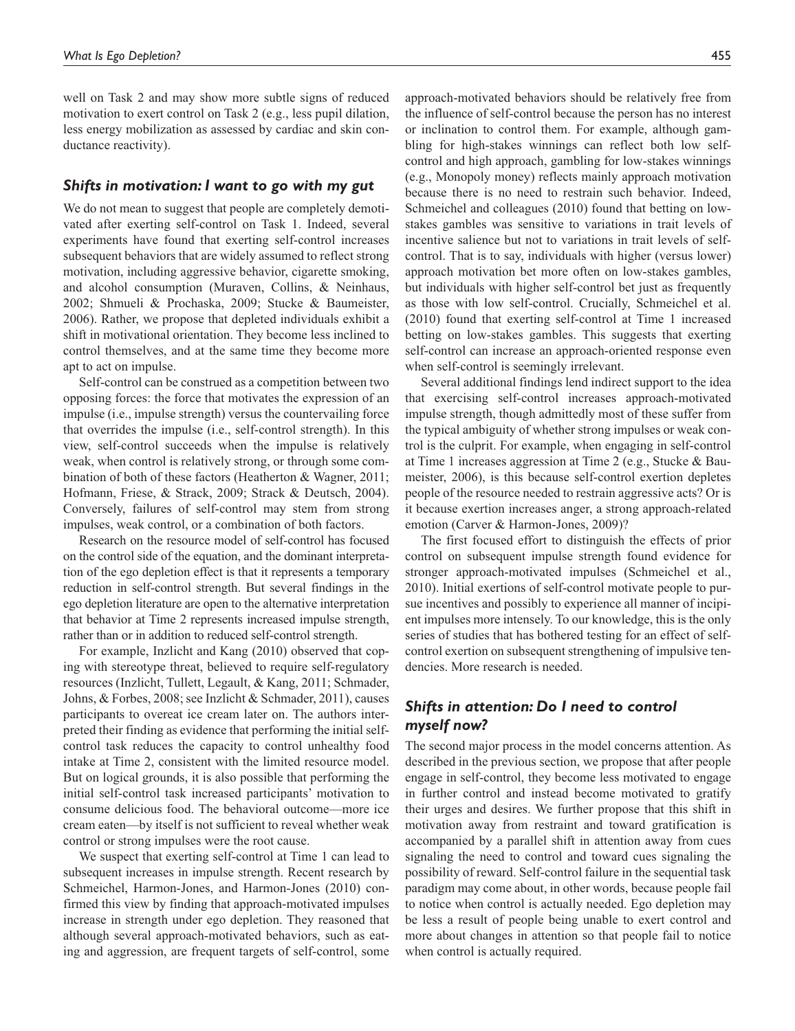well on Task 2 and may show more subtle signs of reduced motivation to exert control on Task 2 (e.g., less pupil dilation, less energy mobilization as assessed by cardiac and skin conductance reactivity).

### *Shifts in motivation: I want to go with my gut*

We do not mean to suggest that people are completely demotivated after exerting self-control on Task 1. Indeed, several experiments have found that exerting self-control increases subsequent behaviors that are widely assumed to reflect strong motivation, including aggressive behavior, cigarette smoking, and alcohol consumption (Muraven, Collins, & Neinhaus, 2002; Shmueli & Prochaska, 2009; Stucke & Baumeister, 2006). Rather, we propose that depleted individuals exhibit a shift in motivational orientation. They become less inclined to control themselves, and at the same time they become more apt to act on impulse.

Self-control can be construed as a competition between two opposing forces: the force that motivates the expression of an impulse (i.e., impulse strength) versus the countervailing force that overrides the impulse (i.e., self-control strength). In this view, self-control succeeds when the impulse is relatively weak, when control is relatively strong, or through some combination of both of these factors (Heatherton & Wagner, 2011; Hofmann, Friese, & Strack, 2009; Strack & Deutsch, 2004). Conversely, failures of self-control may stem from strong impulses, weak control, or a combination of both factors.

Research on the resource model of self-control has focused on the control side of the equation, and the dominant interpretation of the ego depletion effect is that it represents a temporary reduction in self-control strength. But several findings in the ego depletion literature are open to the alternative interpretation that behavior at Time 2 represents increased impulse strength, rather than or in addition to reduced self-control strength.

For example, Inzlicht and Kang (2010) observed that coping with stereotype threat, believed to require self-regulatory resources (Inzlicht, Tullett, Legault, & Kang, 2011; Schmader, Johns, & Forbes, 2008; see Inzlicht & Schmader, 2011), causes participants to overeat ice cream later on. The authors interpreted their finding as evidence that performing the initial self-control task reduces the capacity to control unhealthy food intake at Time 2, consistent with the limited resource model. But on logical grounds, it is also possible that performing the initial self-control task increased participants' motivation to consume delicious food. The behavioral outcome—more ice cream eaten—by itself is not sufficient to reveal whether weak control or strong impulses were the root cause.

We suspect that exerting self-control at Time 1 can lead to subsequent increases in impulse strength. Recent research by Schmeichel, Harmon-Jones, and Harmon-Jones (2010) confirmed this view by finding that approach-motivated impulses increase in strength under ego depletion. They reasoned that although several approach-motivated behaviors, such as eating and aggression, are frequent targets of self-control, some approach-motivated behaviors should be relatively free from the influence of self-control because the person has no interest or inclination to control them. For example, although gambling for high-stakes winnings can reflect both low self-control and high approach, gambling for low-stakes winnings (e.g., Monopoly money) reflects mainly approach motivation because there is no need to restrain such behavior. Indeed, Schmeichel and colleagues (2010) found that betting on low-stakes gambles was sensitive to variations in trait levels of incentive salience but not to variations in trait levels of self-control. That is to say, individuals with higher (versus lower) approach motivation bet more often on low-stakes gambles, but individuals with higher self-control bet just as frequently as those with low self-control. Crucially, Schmeichel et al. (2010) found that exerting self-control at Time 1 increased betting on low-stakes gambles. This suggests that exerting self-control can increase an approach-oriented response even when self-control is seemingly irrelevant.

Several additional findings lend indirect support to the idea that exercising self-control increases approach-motivated impulse strength, though admittedly most of these suffer from the typical ambiguity of whether strong impulses or weak control is the culprit. For example, when engaging in self-control at Time 1 increases aggression at Time 2 (e.g., Stucke & Baumeister, 2006), is this because self-control exertion depletes people of the resource needed to restrain aggressive acts? Or is it because exertion increases anger, a strong approach-related emotion (Carver & Harmon-Jones, 2009)?

The first focused effort to distinguish the effects of prior control on subsequent impulse strength found evidence for stronger approach-motivated impulses (Schmeichel et al., 2010). Initial exertions of self-control motivate people to pursue incentives and possibly to experience all manner of incipient impulses more intensely. To our knowledge, this is the only series of studies that has bothered testing for an effect of self-control exertion on subsequent strengthening of impulsive tendencies. More research is needed.

### *Shifts in attention: Do I need to control myself now?*

The second major process in the model concerns attention. As described in the previous section, we propose that after people engage in self-control, they become less motivated to engage in further control and instead become motivated to gratify their urges and desires. We further propose that this shift in motivation away from restraint and toward gratification is accompanied by a parallel shift in attention away from cues signaling the need to control and toward cues signaling the possibility of reward. Self-control failure in the sequential task paradigm may come about, in other words, because people fail to notice when control is actually needed. Ego depletion may be less a result of people being unable to exert control and more about changes in attention so that people fail to notice when control is actually required.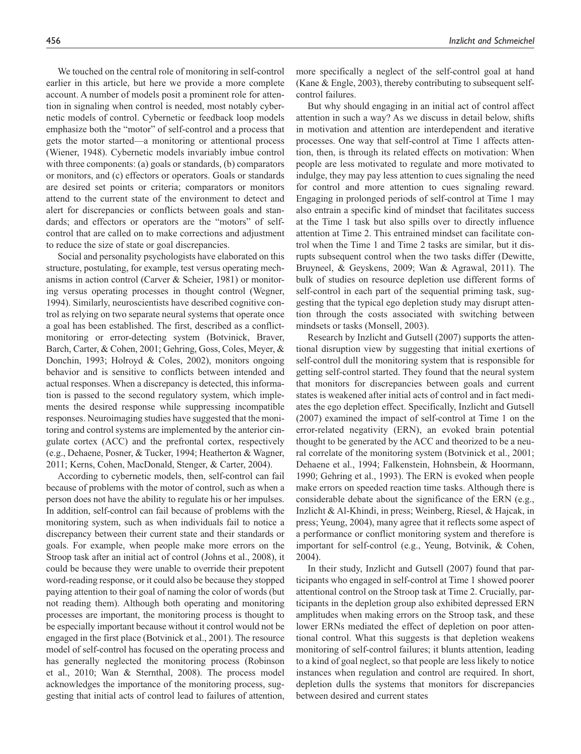We touched on the central role of monitoring in self-control earlier in this article, but here we provide a more complete account. A number of models posit a prominent role for attention in signaling when control is needed, most notably cybernetic models of control. Cybernetic or feedback loop models emphasize both the "motor" of self-control and a process that gets the motor started—a monitoring or attentional process (Wiener, 1948). Cybernetic models invariably imbue control with three components: (a) goals or standards, (b) comparators or monitors, and (c) effectors or operators. Goals or standards are desired set points or criteria; comparators or monitors attend to the current state of the environment to detect and alert for discrepancies or conflicts between goals and standards; and effectors or operators are the "motors" of self-control that are called on to make corrections and adjustment to reduce the size of state or goal discrepancies.

Social and personality psychologists have elaborated on this structure, postulating, for example, test versus operating mechanisms in action control (Carver & Scheier, 1981) or monitoring versus operating processes in thought control (Wegner, 1994). Similarly, neuroscientists have described cognitive control as relying on two separate neural systems that operate once a goal has been established. The first, described as a conflict-monitoring or error-detecting system (Botvinick, Braver, Barch, Carter, & Cohen, 2001; Gehring, Goss, Coles, Meyer, & Donchin, 1993; Holroyd & Coles, 2002), monitors ongoing behavior and is sensitive to conflicts between intended and actual responses. When a discrepancy is detected, this information is passed to the second regulatory system, which implements the desired response while suppressing incompatible responses. Neuroimaging studies have suggested that the monitoring and control systems are implemented by the anterior cingulate cortex (ACC) and the prefrontal cortex, respectively (e.g., Dehaene, Posner, & Tucker, 1994; Heatherton & Wagner, 2011; Kerns, Cohen, MacDonald, Stenger, & Carter, 2004).

According to cybernetic models, then, self-control can fail because of problems with the motor of control, such as when a person does not have the ability to regulate his or her impulses. In addition, self-control can fail because of problems with the monitoring system, such as when individuals fail to notice a discrepancy between their current state and their standards or goals. For example, when people make more errors on the Stroop task after an initial act of control (Johns et al., 2008), it could be because they were unable to override their prepotent word-reading response, or it could also be because they stopped paying attention to their goal of naming the color of words (but not reading them). Although both operating and monitoring processes are important, the monitoring process is thought to be especially important because without it control would not be engaged in the first place (Botvinick et al., 2001). The resource model of self-control has focused on the operating process and has generally neglected the monitoring process (Robinson et al., 2010; Wan & Sternthal, 2008). The process model acknowledges the importance of the monitoring process, suggesting that initial acts of control lead to failures of attention, more specifically a neglect of the self-control goal at hand (Kane & Engle, 2003), thereby contributing to subsequent self-control failures.

But why should engaging in an initial act of control affect attention in such a way? As we discuss in detail below, shifts in motivation and attention are interdependent and iterative processes. One way that self-control at Time 1 affects attention, then, is through its related effects on motivation: When people are less motivated to regulate and more motivated to indulge, they may pay less attention to cues signaling the need for control and more attention to cues signaling reward. Engaging in prolonged periods of self-control at Time 1 may also entrain a specific kind of mindset that facilitates success at the Time 1 task but also spills over to directly influence attention at Time 2. This entrained mindset can facilitate control when the Time 1 and Time 2 tasks are similar, but it disrupts subsequent control when the two tasks differ (Dewitte, Bruyneel, & Geyskens, 2009; Wan & Agrawal, 2011). The bulk of studies on resource depletion use different forms of self-control in each part of the sequential priming task, suggesting that the typical ego depletion study may disrupt attention through the costs associated with switching between mindsets or tasks (Monsell, 2003).

Research by Inzlicht and Gutsell (2007) supports the attentional disruption view by suggesting that initial exertions of self-control dull the monitoring system that is responsible for getting self-control started. They found that the neural system that monitors for discrepancies between goals and current states is weakened after initial acts of control and in fact mediates the ego depletion effect. Specifically, Inzlicht and Gutsell (2007) examined the impact of self-control at Time 1 on the error-related negativity (ERN), an evoked brain potential thought to be generated by the ACC and theorized to be a neural correlate of the monitoring system (Botvinick et al., 2001; Dehaene et al., 1994; Falkenstein, Hohnsbein, & Hoormann, 1990; Gehring et al., 1993). The ERN is evoked when people make errors on speeded reaction time tasks. Although there is considerable debate about the significance of the ERN (e.g., Inzlicht & Al-Khindi, in press; Weinberg, Riesel, & Hajcak, in press; Yeung, 2004), many agree that it reflects some aspect of a performance or conflict monitoring system and therefore is important for self-control (e.g., Yeung, Botvinik, & Cohen, 2004).

In their study, Inzlicht and Gutsell (2007) found that participants who engaged in self-control at Time 1 showed poorer attentional control on the Stroop task at Time 2. Crucially, participants in the depletion group also exhibited depressed ERN amplitudes when making errors on the Stroop task, and these lower ERNs mediated the effect of depletion on poor attentional control. What this suggests is that depletion weakens monitoring of self-control failures; it blunts attention, leading to a kind of goal neglect, so that people are less likely to notice instances when regulation and control are required. In short, depletion dulls the systems that monitors for discrepancies between desired and current states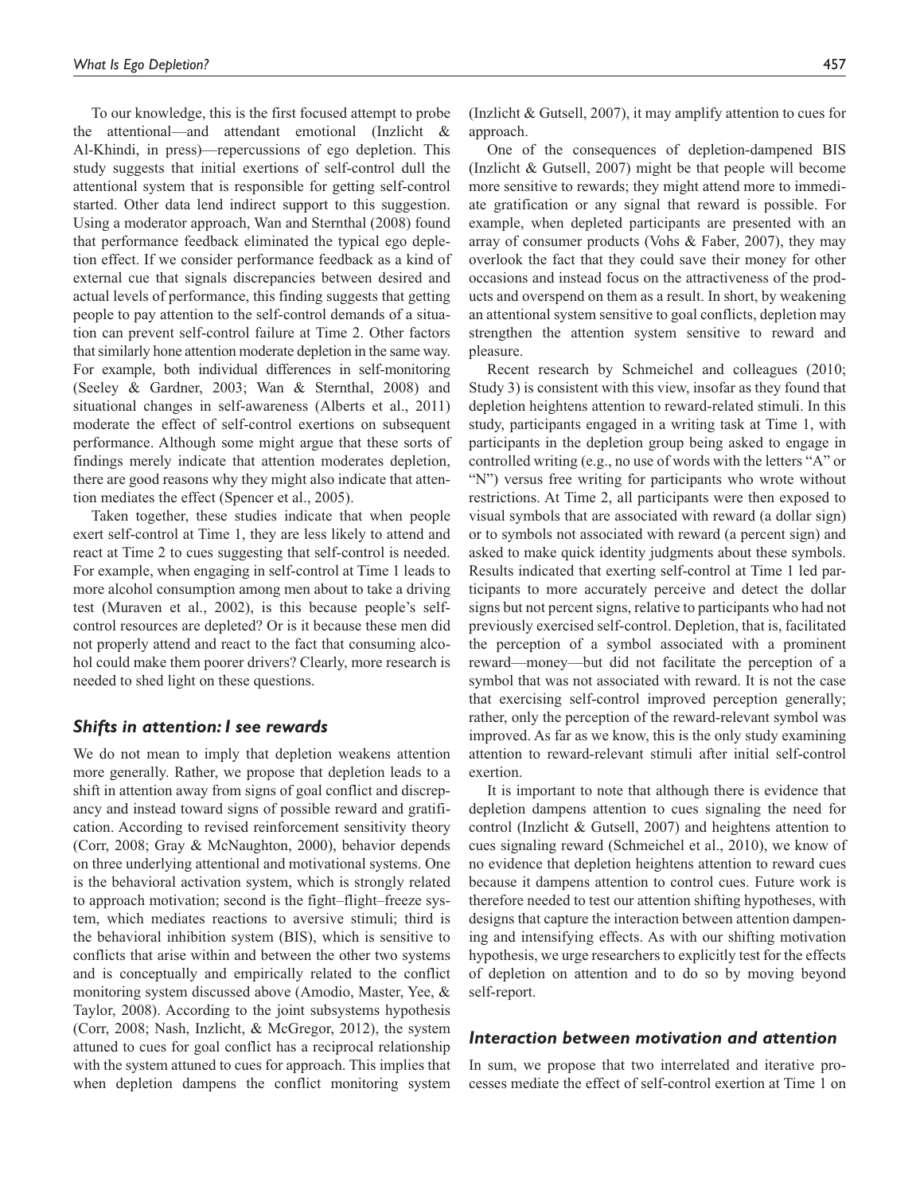To our knowledge, this is the first focused attempt to probe the attentional—and attendant emotional (Inzlicht & Al-Khindi, in press)—repercussions of ego depletion. This study suggests that initial exertions of self-control dull the attentional system that is responsible for getting self-control started. Other data lend indirect support to this suggestion. Using a moderator approach, Wan and Sternthal (2008) found that performance feedback eliminated the typical ego depletion effect. If we consider performance feedback as a kind of external cue that signals discrepancies between desired and actual levels of performance, this finding suggests that getting people to pay attention to the self-control demands of a situation can prevent self-control failure at Time 2. Other factors that similarly hone attention moderate depletion in the same way. For example, both individual differences in self-monitoring (Seeley & Gardner, 2003; Wan & Sternthal, 2008) and situational changes in self-awareness (Alberts et al., 2011) moderate the effect of self-control exertions on subsequent performance. Although some might argue that these sorts of findings merely indicate that attention moderates depletion, there are good reasons why they might also indicate that attention mediates the effect (Spencer et al., 2005).

Taken together, these studies indicate that when people exert self-control at Time 1, they are less likely to attend and react at Time 2 to cues suggesting that self-control is needed. For example, when engaging in self-control at Time 1 leads to more alcohol consumption among men about to take a driving test (Muraven et al., 2002), is this because people's self-control resources are depleted? Or is it because these men did not properly attend and react to the fact that consuming alcohol could make them poorer drivers? Clearly, more research is needed to shed light on these questions.

### *Shifts in attention: I see rewards*

We do not mean to imply that depletion weakens attention more generally. Rather, we propose that depletion leads to a shift in attention away from signs of goal conflict and discrepancy and instead toward signs of possible reward and gratification. According to revised reinforcement sensitivity theory (Corr, 2008; Gray & McNaughton, 2000), behavior depends on three underlying attentional and motivational systems. One is the behavioral activation system, which is strongly related to approach motivation; second is the fight–flight–freeze system, which mediates reactions to aversive stimuli; third is the behavioral inhibition system (BIS), which is sensitive to conflicts that arise within and between the other two systems and is conceptually and empirically related to the conflict monitoring system discussed above (Amodio, Master, Yee, & Taylor, 2008). According to the joint subsystems hypothesis (Corr, 2008; Nash, Inzlicht, & McGregor, 2012), the system attuned to cues for goal conflict has a reciprocal relationship with the system attuned to cues for approach. This implies that when depletion dampens the conflict monitoring system (Inzlicht & Gutsell, 2007), it may amplify attention to cues for approach.

One of the consequences of depletion-dampened BIS (Inzlicht & Gutsell, 2007) might be that people will become more sensitive to rewards; they might attend more to immediate gratification or any signal that reward is possible. For example, when depleted participants are presented with an array of consumer products (Vohs & Faber, 2007), they may overlook the fact that they could save their money for other occasions and instead focus on the attractiveness of the products and overspend on them as a result. In short, by weakening an attentional system sensitive to goal conflicts, depletion may strengthen the attention system sensitive to reward and pleasure.

Recent research by Schmeichel and colleagues (2010; Study 3) is consistent with this view, insofar as they found that depletion heightens attention to reward-related stimuli. In this study, participants engaged in a writing task at Time 1, with participants in the depletion group being asked to engage in controlled writing (e.g., no use of words with the letters "A" or "N") versus free writing for participants who wrote without restrictions. At Time 2, all participants were then exposed to visual symbols that are associated with reward (a dollar sign) or to symbols not associated with reward (a percent sign) and asked to make quick identity judgments about these symbols. Results indicated that exerting self-control at Time 1 led participants to more accurately perceive and detect the dollar signs but not percent signs, relative to participants who had not previously exercised self-control. Depletion, that is, facilitated the perception of a symbol associated with a prominent reward—money—but did not facilitate the perception of a symbol that was not associated with reward. It is not the case that exercising self-control improved perception generally; rather, only the perception of the reward-relevant symbol was improved. As far as we know, this is the only study examining attention to reward-relevant stimuli after initial self-control exertion.

It is important to note that although there is evidence that depletion dampens attention to cues signaling the need for control (Inzlicht & Gutsell, 2007) and heightens attention to cues signaling reward (Schmeichel et al., 2010), we know of no evidence that depletion heightens attention to reward cues because it dampens attention to control cues. Future work is therefore needed to test our attention shifting hypotheses, with designs that capture the interaction between attention dampening and intensifying effects. As with our shifting motivation hypothesis, we urge researchers to explicitly test for the effects of depletion on attention and to do so by moving beyond self-report.

### *Interaction between motivation and attention*

In sum, we propose that two interrelated and iterative processes mediate the effect of self-control exertion at Time 1 on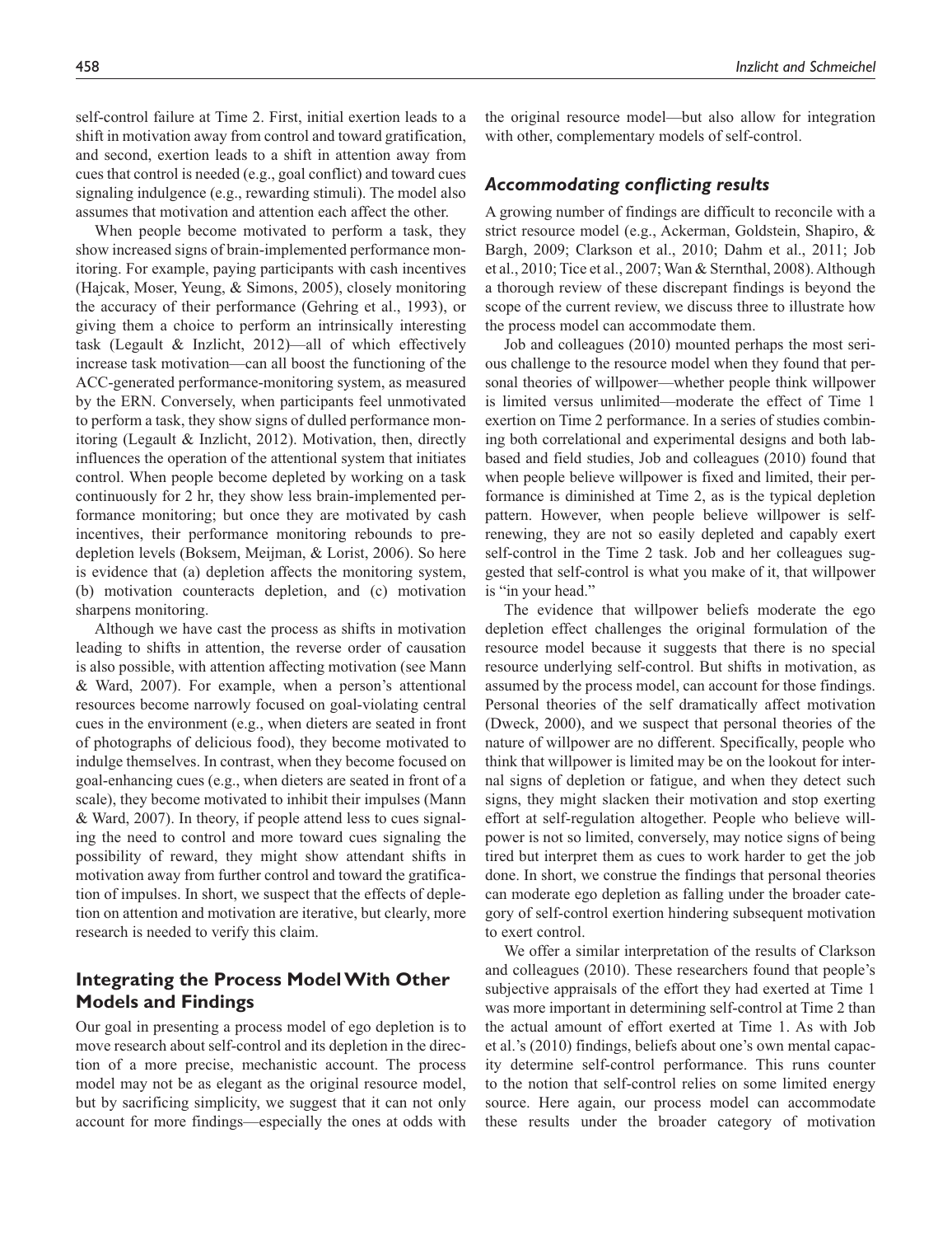self-control failure at Time 2. First, initial exertion leads to a shift in motivation away from control and toward gratification, and second, exertion leads to a shift in attention away from cues that control is needed (e.g., goal conflict) and toward cues signaling indulgence (e.g., rewarding stimuli). The model also assumes that motivation and attention each affect the other.

When people become motivated to perform a task, they show increased signs of brain-implemented performance monitoring. For example, paying participants with cash incentives (Hajcak, Moser, Yeung, & Simons, 2005), closely monitoring the accuracy of their performance (Gehring et al., 1993), or giving them a choice to perform an intrinsically interesting task (Legault & Inzlicht, 2012)—all of which effectively increase task motivation—can all boost the functioning of the ACC-generated performance-monitoring system, as measured by the ERN. Conversely, when participants feel unmotivated to perform a task, they show signs of dulled performance monitoring (Legault & Inzlicht, 2012). Motivation, then, directly influences the operation of the attentional system that initiates control. When people become depleted by working on a task continuously for 2 hr, they show less brain-implemented performance monitoring; but once they are motivated by cash incentives, their performance monitoring rebounds to pre-depletion levels (Boksem, Meijman, & Lorist, 2006). So here is evidence that (a) depletion affects the monitoring system, (b) motivation counteracts depletion, and (c) motivation sharpens monitoring.

Although we have cast the process as shifts in motivation leading to shifts in attention, the reverse order of causation is also possible, with attention affecting motivation (see Mann & Ward, 2007). For example, when a person's attentional resources become narrowly focused on goal-violating central cues in the environment (e.g., when dieters are seated in front of photographs of delicious food), they become motivated to indulge themselves. In contrast, when they become focused on goal-enhancing cues (e.g., when dieters are seated in front of a scale), they become motivated to inhibit their impulses (Mann & Ward, 2007). In theory, if people attend less to cues signaling the need to control and more toward cues signaling the possibility of reward, they might show attendant shifts in motivation away from further control and toward the gratification of impulses. In short, we suspect that the effects of depletion on attention and motivation are iterative, but clearly, more research is needed to verify this claim.

## Integrating the Process Model With Other Models and Findings

Our goal in presenting a process model of ego depletion is to move research about self-control and its depletion in the direction of a more precise, mechanistic account. The process model may not be as elegant as the original resource model, but by sacrificing simplicity, we suggest that it can not only account for more findings—especially the ones at odds with the original resource model—but also allow for integration with other, complementary models of self-control.

### *Accommodating conflicting results*

A growing number of findings are difficult to reconcile with a strict resource model (e.g., Ackerman, Goldstein, Shapiro, & Bargh, 2009; Clarkson et al., 2010; Dahm et al., 2011; Job et al., 2010; Tice et al., 2007; Wan & Sternthal, 2008). Although a thorough review of these discrepant findings is beyond the scope of the current review, we discuss three to illustrate how the process model can accommodate them.

Job and colleagues (2010) mounted perhaps the most serious challenge to the resource model when they found that personal theories of willpower—whether people think willpower is limited versus unlimited—moderate the effect of Time 1 exertion on Time 2 performance. In a series of studies combining both correlational and experimental designs and both lab-based and field studies, Job and colleagues (2010) found that when people believe willpower is fixed and limited, their performance is diminished at Time 2, as is the typical depletion pattern. However, when people believe willpower is self-renewing, they are not so easily depleted and capably exert self-control in the Time 2 task. Job and her colleagues suggested that self-control is what you make of it, that willpower is "in your head."

The evidence that willpower beliefs moderate the ego depletion effect challenges the original formulation of the resource model because it suggests that there is no special resource underlying self-control. But shifts in motivation, as assumed by the process model, can account for those findings. Personal theories of the self dramatically affect motivation (Dweck, 2000), and we suspect that personal theories of the nature of willpower are no different. Specifically, people who think that willpower is limited may be on the lookout for internal signs of depletion or fatigue, and when they detect such signs, they might slacken their motivation and stop exerting effort at self-regulation altogether. People who believe willpower is not so limited, conversely, may notice signs of being tired but interpret them as cues to work harder to get the job done. In short, we construe the findings that personal theories can moderate ego depletion as falling under the broader category of self-control exertion hindering subsequent motivation to exert control.

We offer a similar interpretation of the results of Clarkson and colleagues (2010). These researchers found that people's subjective appraisals of the effort they had exerted at Time 1 was more important in determining self-control at Time 2 than the actual amount of effort exerted at Time 1. As with Job et al.'s (2010) findings, beliefs about one's own mental capacity determine self-control performance. This runs counter to the notion that self-control relies on some limited energy source. Here again, our process model can accommodate these results under the broader category of motivation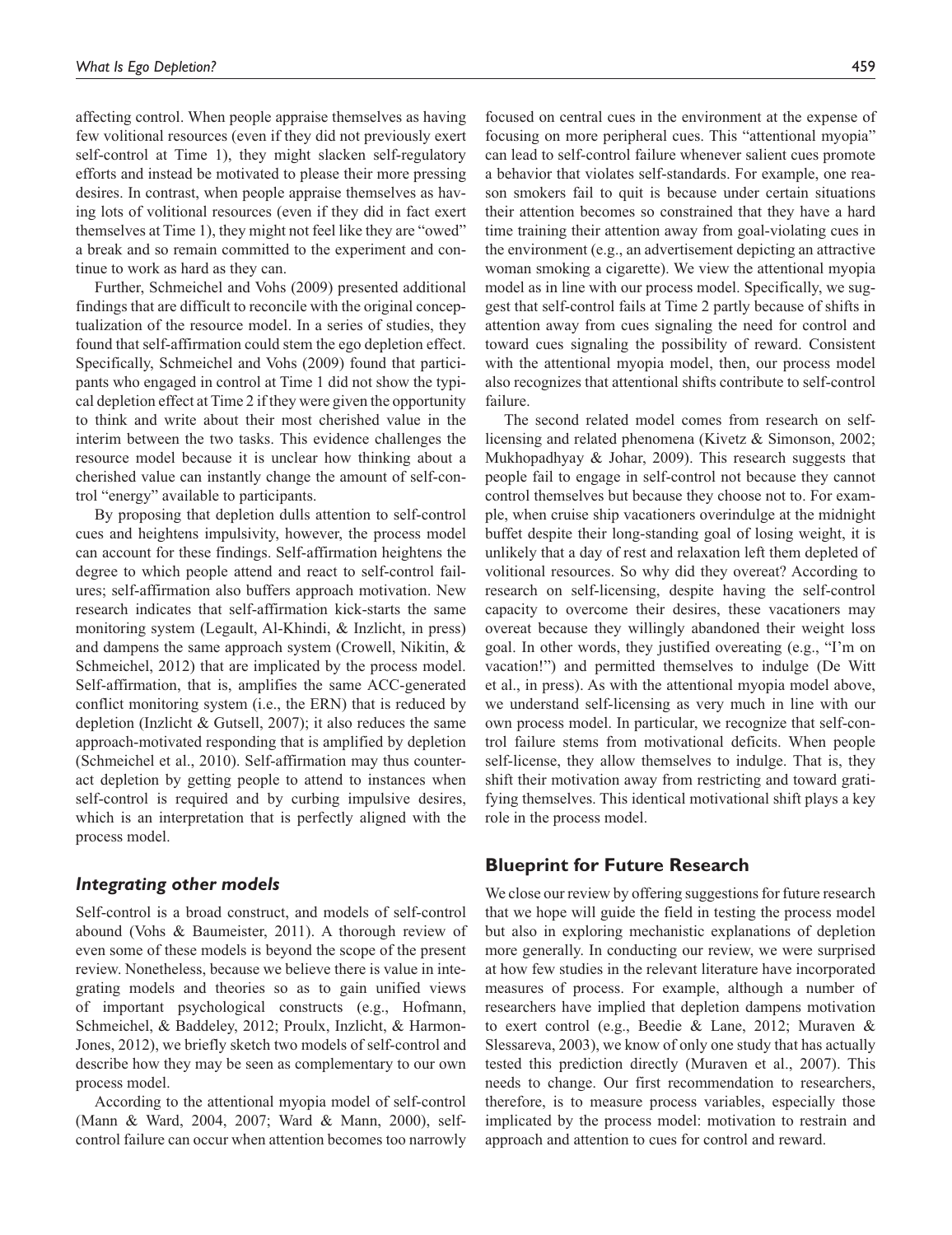affecting control. When people appraise themselves as having few volitional resources (even if they did not previously exert self-control at Time 1), they might slacken self-regulatory efforts and instead be motivated to please their more pressing desires. In contrast, when people appraise themselves as having lots of volitional resources (even if they did in fact exert themselves at Time 1), they might not feel like they are "owed" a break and so remain committed to the experiment and continue to work as hard as they can.

Further, Schmeichel and Vohs (2009) presented additional findings that are difficult to reconcile with the original conceptualization of the resource model. In a series of studies, they found that self-affirmation could stem the ego depletion effect. Specifically, Schmeichel and Vohs (2009) found that participants who engaged in control at Time 1 did not show the typical depletion effect at Time 2 if they were given the opportunity to think and write about their most cherished value in the interim between the two tasks. This evidence challenges the resource model because it is unclear how thinking about a cherished value can instantly change the amount of self-control "energy" available to participants.

By proposing that depletion dulls attention to self-control cues and heightens impulsivity, however, the process model can account for these findings. Self-affirmation heightens the degree to which people attend and react to self-control failures; self-affirmation also buffers approach motivation. New research indicates that self-affirmation kick-starts the same monitoring system (Legault, Al-Khindi, & Inzlicht, in press) and dampens the same approach system (Crowell, Nikitin, & Schmeichel, 2012) that are implicated by the process model. Self-affirmation, that is, amplifies the same ACC-generated conflict monitoring system (i.e., the ERN) that is reduced by depletion (Inzlicht & Gutsell, 2007); it also reduces the same approach-motivated responding that is amplified by depletion (Schmeichel et al., 2010). Self-affirmation may thus counteract depletion by getting people to attend to instances when self-control is required and by curbing impulsive desires, which is an interpretation that is perfectly aligned with the process model.

### *Integrating other models*

Self-control is a broad construct, and models of self-control abound (Vohs & Baumeister, 2011). A thorough review of even some of these models is beyond the scope of the present review. Nonetheless, because we believe there is value in integrating models and theories so as to gain unified views of important psychological constructs (e.g., Hofmann, Schmeichel, & Baddeley, 2012; Proulx, Inzlicht, & Harmon-Jones, 2012), we briefly sketch two models of self-control and describe how they may be seen as complementary to our own process model.

According to the attentional myopia model of self-control (Mann & Ward, 2004, 2007; Ward & Mann, 2000), self-control failure can occur when attention becomes too narrowly focused on central cues in the environment at the expense of focusing on more peripheral cues. This "attentional myopia" can lead to self-control failure whenever salient cues promote a behavior that violates self-standards. For example, one reason smokers fail to quit is because under certain situations their attention becomes so constrained that they have a hard time training their attention away from goal-violating cues in the environment (e.g., an advertisement depicting an attractive woman smoking a cigarette). We view the attentional myopia model as in line with our process model. Specifically, we suggest that self-control fails at Time 2 partly because of shifts in attention away from cues signaling the need for control and toward cues signaling the possibility of reward. Consistent with the attentional myopia model, then, our process model also recognizes that attentional shifts contribute to self-control failure.

The second related model comes from research on self-licensing and related phenomena (Kivetz & Simonson, 2002; Mukhopadhyay & Johar, 2009). This research suggests that people fail to engage in self-control not because they cannot control themselves but because they choose not to. For example, when cruise ship vacationers overindulge at the midnight buffet despite their long-standing goal of losing weight, it is unlikely that a day of rest and relaxation left them depleted of volitional resources. So why did they overeat? According to research on self-licensing, despite having the self-control capacity to overcome their desires, these vacationers may overeat because they willingly abandoned their weight loss goal. In other words, they justified overeating (e.g., "I'm on vacation!") and permitted themselves to indulge (De Witt et al., in press). As with the attentional myopia model above, we understand self-licensing as very much in line with our own process model. In particular, we recognize that self-control failure stems from motivational deficits. When people self-license, they allow themselves to indulge. That is, they shift their motivation away from restricting and toward gratifying themselves. This identical motivational shift plays a key role in the process model.

## Blueprint for Future Research

We close our review by offering suggestions for future research that we hope will guide the field in testing the process model but also in exploring mechanistic explanations of depletion more generally. In conducting our review, we were surprised at how few studies in the relevant literature have incorporated measures of process. For example, although a number of researchers have implied that depletion dampens motivation to exert control (e.g., Beedie & Lane, 2012; Muraven & Slessareva, 2003), we know of only one study that has actually tested this prediction directly (Muraven et al., 2007). This needs to change. Our first recommendation to researchers, therefore, is to measure process variables, especially those implicated by the process model: motivation to restrain and approach and attention to cues for control and reward.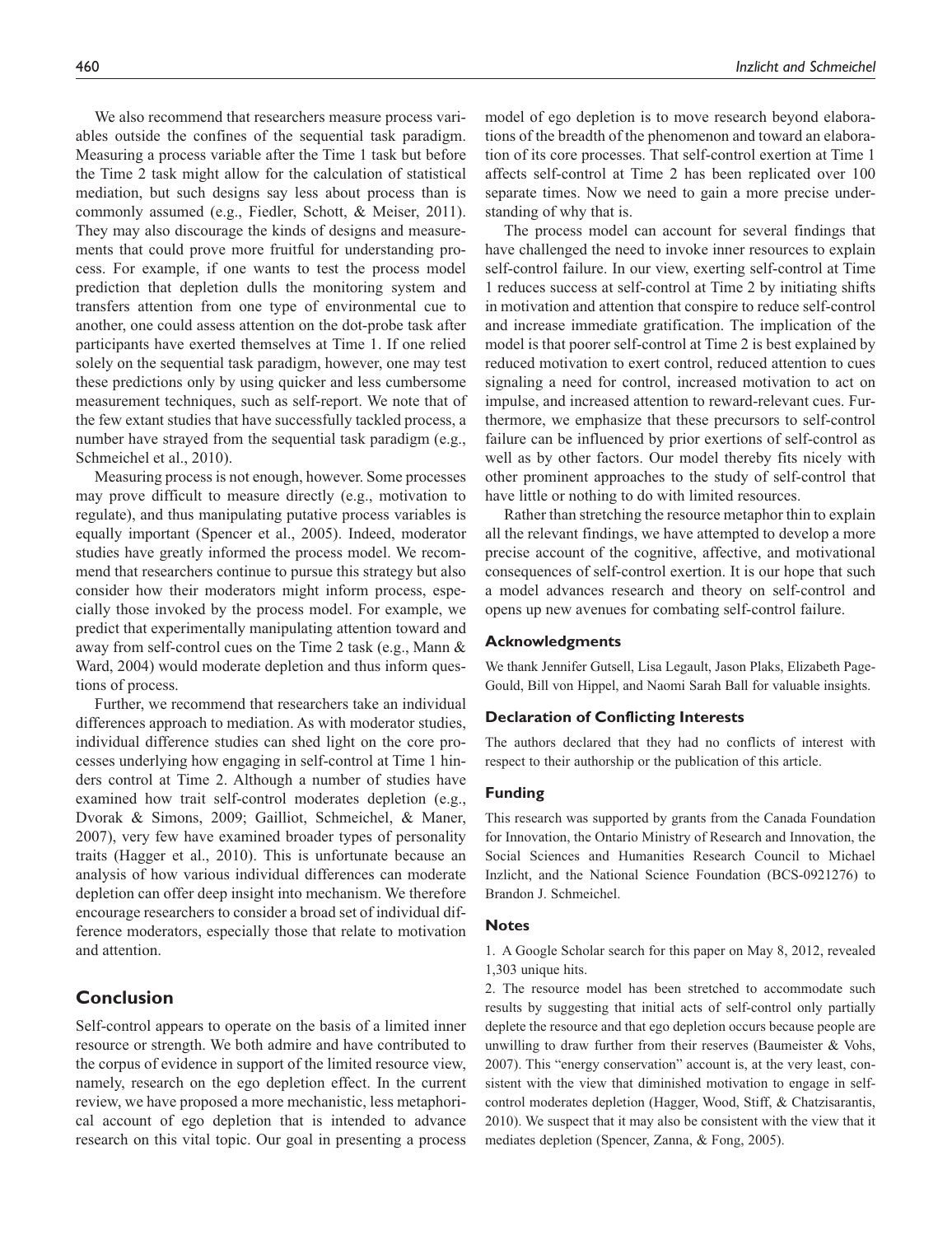We also recommend that researchers measure process variables outside the confines of the sequential task paradigm. Measuring a process variable after the Time 1 task but before the Time 2 task might allow for the calculation of statistical mediation, but such designs say less about process than is commonly assumed (e.g., Fiedler, Schott, & Meiser, 2011). They may also discourage the kinds of designs and measurements that could prove more fruitful for understanding process. For example, if one wants to test the process model prediction that depletion dulls the monitoring system and transfers attention from one type of environmental cue to another, one could assess attention on the dot-probe task after participants have exerted themselves at Time 1. If one relied solely on the sequential task paradigm, however, one may test these predictions only by using quicker and less cumbersome measurement techniques, such as self-report. We note that of the few extant studies that have successfully tackled process, a number have strayed from the sequential task paradigm (e.g., Schmeichel et al., 2010).

Measuring process is not enough, however. Some processes may prove difficult to measure directly (e.g., motivation to regulate), and thus manipulating putative process variables is equally important (Spencer et al., 2005). Indeed, moderator studies have greatly informed the process model. We recommend that researchers continue to pursue this strategy but also consider how their moderators might inform process, especially those invoked by the process model. For example, we predict that experimentally manipulating attention toward and away from self-control cues on the Time 2 task (e.g., Mann & Ward, 2004) would moderate depletion and thus inform questions of process.

Further, we recommend that researchers take an individual differences approach to mediation. As with moderator studies, individual difference studies can shed light on the core processes underlying how engaging in self-control at Time 1 hinders control at Time 2. Although a number of studies have examined how trait self-control moderates depletion (e.g., Dvorak & Simons, 2009; Gailliot, Schmeichel, & Maner, 2007), very few have examined broader types of personality traits (Hagger et al., 2010). This is unfortunate because an analysis of how various individual differences can moderate depletion can offer deep insight into mechanism. We therefore encourage researchers to consider a broad set of individual difference moderators, especially those that relate to motivation and attention.

## Conclusion

Self-control appears to operate on the basis of a limited inner resource or strength. We both admire and have contributed to the corpus of evidence in support of the limited resource view, namely, research on the ego depletion effect. In the current review, we have proposed a more mechanistic, less metaphorical account of ego depletion that is intended to advance research on this vital topic. Our goal in presenting a process model of ego depletion is to move research beyond elaborations of the breadth of the phenomenon and toward an elaboration of its core processes. That self-control exertion at Time 1 affects self-control at Time 2 has been replicated over 100 separate times. Now we need to gain a more precise understanding of why that is.

The process model can account for several findings that have challenged the need to invoke inner resources to explain self-control failure. In our view, exerting self-control at Time 1 reduces success at self-control at Time 2 by initiating shifts in motivation and attention that conspire to reduce self-control and increase immediate gratification. The implication of the model is that poorer self-control at Time 2 is best explained by reduced motivation to exert control, reduced attention to cues signaling a need for control, increased motivation to act on impulse, and increased attention to reward-relevant cues. Furthermore, we emphasize that these precursors to self-control failure can be influenced by prior exertions of self-control as well as by other factors. Our model thereby fits nicely with other prominent approaches to the study of self-control that have little or nothing to do with limited resources.

Rather than stretching the resource metaphor thin to explain all the relevant findings, we have attempted to develop a more precise account of the cognitive, affective, and motivational consequences of self-control exertion. It is our hope that such a model advances research and theory on self-control and opens up new avenues for combating self-control failure.

### Acknowledgments

We thank Jennifer Gutsell, Lisa Legault, Jason Plaks, Elizabeth Page-Gould, Bill von Hippel, and Naomi Sarah Ball for valuable insights.

### Declaration of Conflicting Interests

The authors declared that they had no conflicts of interest with respect to their authorship or the publication of this article.

### Funding

This research was supported by grants from the Canada Foundation for Innovation, the Ontario Ministry of Research and Innovation, the Social Sciences and Humanities Research Council to Michael Inzlicht, and the National Science Foundation (BCS-0921276) to Brandon J. Schmeichel.

### Notes

1. A Google Scholar search for this paper on May 8, 2012, revealed 1,303 unique hits.

2. The resource model has been stretched to accommodate such results by suggesting that initial acts of self-control only partially deplete the resource and that ego depletion occurs because people are unwilling to draw further from their reserves (Baumeister & Vohs, 2007). This "energy conservation" account is, at the very least, consistent with the view that diminished motivation to engage in self-control moderates depletion (Hagger, Wood, Stiff, & Chatzisarantis, 2010). We suspect that it may also be consistent with the view that it mediates depletion (Spencer, Zanna, & Fong, 2005).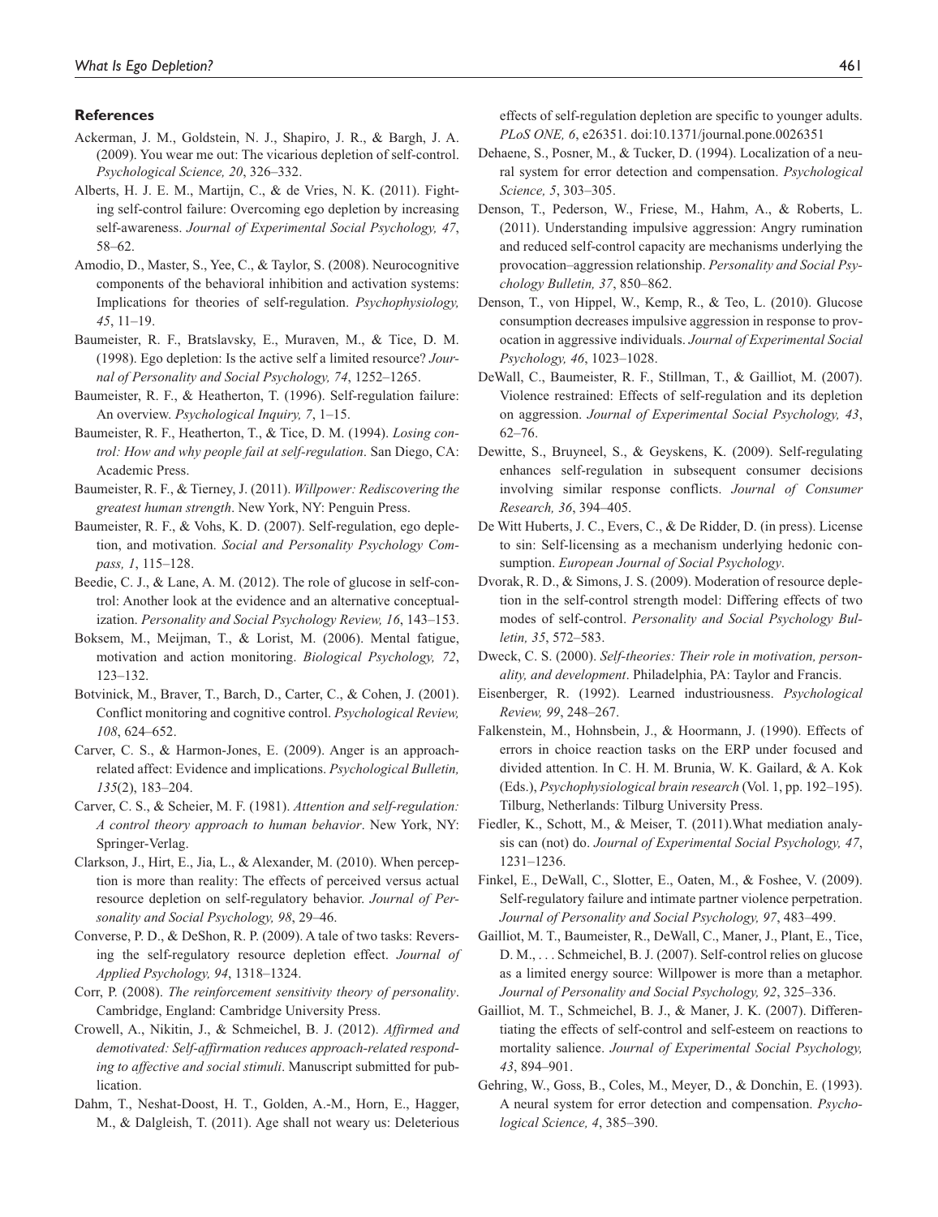## References

Ackerman, J. M., Goldstein, N. J., Shapiro, J. R., & Bargh, J. A. (2009). You wear me out: The vicarious depletion of self-control. *Psychological Science, 20*, 326–332.

Alberts, H. J. E. M., Martijn, C., & de Vries, N. K. (2011). Fighting self-control failure: Overcoming ego depletion by increasing self-awareness. *Journal of Experimental Social Psychology, 47*, 58–62.

Amodio, D., Master, S., Yee, C., & Taylor, S. (2008). Neurocognitive components of the behavioral inhibition and activation systems: Implications for theories of self-regulation. *Psychophysiology, 45*, 11–19.

Baumeister, R. F., Bratslavsky, E., Muraven, M., & Tice, D. M. (1998). Ego depletion: Is the active self a limited resource? *Journal of Personality and Social Psychology, 74*, 1252–1265.

Baumeister, R. F., & Heatherton, T. (1996). Self-regulation failure: An overview. *Psychological Inquiry, 7*, 1–15.

Baumeister, R. F., Heatherton, T., & Tice, D. M. (1994). *Losing control: How and why people fail at self-regulation*. San Diego, CA: Academic Press.

Baumeister, R. F., & Tierney, J. (2011). *Willpower: Rediscovering the greatest human strength*. New York, NY: Penguin Press.

Baumeister, R. F., & Vohs, K. D. (2007). Self-regulation, ego depletion, and motivation. *Social and Personality Psychology Compass, 1*, 115–128.

Beedie, C. J., & Lane, A. M. (2012). The role of glucose in self-control: Another look at the evidence and an alternative conceptualization. *Personality and Social Psychology Review, 16*, 143–153.

Boksem, M., Meijman, T., & Lorist, M. (2006). Mental fatigue, motivation and action monitoring. *Biological Psychology, 72*, 123–132.

Botvinick, M., Braver, T., Barch, D., Carter, C., & Cohen, J. (2001). Conflict monitoring and cognitive control. *Psychological Review, 108*, 624–652.

Carver, C. S., & Harmon-Jones, E. (2009). Anger is an approach-related affect: Evidence and implications. *Psychological Bulletin, 135*(2), 183–204.

Carver, C. S., & Scheier, M. F. (1981). *Attention and self-regulation: A control theory approach to human behavior*. New York, NY: Springer-Verlag.

Clarkson, J., Hirt, E., Jia, L., & Alexander, M. (2010). When perception is more than reality: The effects of perceived versus actual resource depletion on self-regulatory behavior. *Journal of Personality and Social Psychology, 98*, 29–46.

Converse, P. D., & DeShon, R. P. (2009). A tale of two tasks: Reversing the self-regulatory resource depletion effect. *Journal of Applied Psychology, 94*, 1318–1324.

Corr, P. (2008). *The reinforcement sensitivity theory of personality*. Cambridge, England: Cambridge University Press.

Crowell, A., Nikitin, J., & Schmeichel, B. J. (2012). *Affirmed and demotivated: Self-affirmation reduces approach-related responding to affective and social stimuli*. Manuscript submitted for publication.

Dahm, T., Neshat-Doost, H. T., Golden, A.-M., Horn, E., Hagger, M., & Dalgleish, T. (2011). Age shall not weary us: Deleterious effects of self-regulation depletion are specific to younger adults. *PLoS ONE, 6*, e26351. doi:10.1371/journal.pone.0026351

Dehaene, S., Posner, M., & Tucker, D. (1994). Localization of a neural system for error detection and compensation. *Psychological Science, 5*, 303–305.

Denson, T., Pederson, W., Friese, M., Hahm, A., & Roberts, L. (2011). Understanding impulsive aggression: Angry rumination and reduced self-control capacity are mechanisms underlying the provocation–aggression relationship. *Personality and Social Psychology Bulletin, 37*, 850–862.

Denson, T., von Hippel, W., Kemp, R., & Teo, L. (2010). Glucose consumption decreases impulsive aggression in response to provocation in aggressive individuals. *Journal of Experimental Social Psychology, 46*, 1023–1028.

DeWall, C., Baumeister, R. F., Stillman, T., & Gailliot, M. (2007). Violence restrained: Effects of self-regulation and its depletion on aggression. *Journal of Experimental Social Psychology, 43*, 62–76.

Dewitte, S., Bruyneel, S., & Geyskens, K. (2009). Self-regulating enhances self-regulation in subsequent consumer decisions involving similar response conflicts. *Journal of Consumer Research, 36*, 394–405.

De Witt Huberts, J. C., Evers, C., & De Ridder, D. (in press). License to sin: Self-licensing as a mechanism underlying hedonic consumption. *European Journal of Social Psychology*.

Dvorak, R. D., & Simons, J. S. (2009). Moderation of resource depletion in the self-control strength model: Differing effects of two modes of self-control. *Personality and Social Psychology Bulletin, 35*, 572–583.

Dweck, C. S. (2000). *Self-theories: Their role in motivation, personality, and development*. Philadelphia, PA: Taylor and Francis.

Eisenberger, R. (1992). Learned industriousness. *Psychological Review, 99*, 248–267.

Falkenstein, M., Hohnsbein, J., & Hoormann, J. (1990). Effects of errors in choice reaction tasks on the ERP under focused and divided attention. In C. H. M. Brunia, W. K. Gailard, & A. Kok (Eds.), *Psychophysiological brain research* (Vol. 1, pp. 192–195). Tilburg, Netherlands: Tilburg University Press.

Fiedler, K., Schott, M., & Meiser, T. (2011).What mediation analysis can (not) do. *Journal of Experimental Social Psychology, 47*, 1231–1236.

Finkel, E., DeWall, C., Slotter, E., Oaten, M., & Foshee, V. (2009). Self-regulatory failure and intimate partner violence perpetration. *Journal of Personality and Social Psychology, 97*, 483–499.

Gailliot, M. T., Baumeister, R., DeWall, C., Maner, J., Plant, E., Tice, D. M., . . . Schmeichel, B. J. (2007). Self-control relies on glucose as a limited energy source: Willpower is more than a metaphor. *Journal of Personality and Social Psychology, 92*, 325–336.

Gailliot, M. T., Schmeichel, B. J., & Maner, J. K. (2007). Differentiating the effects of self-control and self-esteem on reactions to mortality salience. *Journal of Experimental Social Psychology, 43*, 894–901.

Gehring, W., Goss, B., Coles, M., Meyer, D., & Donchin, E. (1993). A neural system for error detection and compensation. *Psychological Science, 4*, 385–390.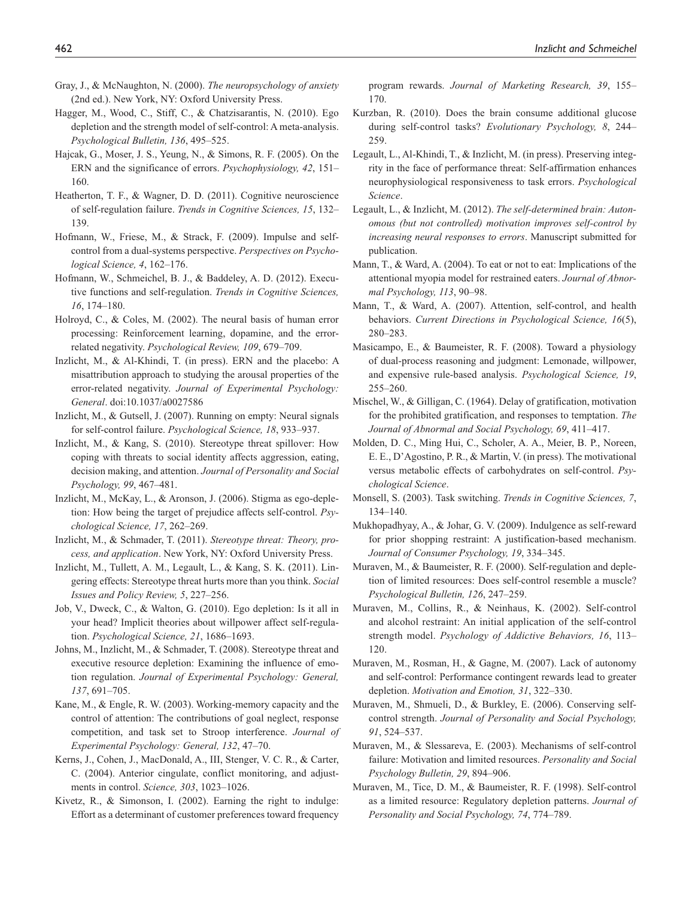Gray, J., & McNaughton, N. (2000). *The neuropsychology of anxiety* (2nd ed.). New York, NY: Oxford University Press.

Hagger, M., Wood, C., Stiff, C., & Chatzisarantis, N. (2010). Ego depletion and the strength model of self-control: A meta-analysis. *Psychological Bulletin, 136*, 495–525.

Hajcak, G., Moser, J. S., Yeung, N., & Simons, R. F. (2005). On the ERN and the significance of errors. *Psychophysiology, 42*, 151–160.

Heatherton, T. F., & Wagner, D. D. (2011). Cognitive neuroscience of self-regulation failure. *Trends in Cognitive Sciences, 15*, 132–139.

Hofmann, W., Friese, M., & Strack, F. (2009). Impulse and self-control from a dual-systems perspective. *Perspectives on Psychological Science, 4*, 162–176.

Hofmann, W., Schmeichel, B. J., & Baddeley, A. D. (2012). Executive functions and self-regulation. *Trends in Cognitive Sciences, 16*, 174–180.

Holroyd, C., & Coles, M. (2002). The neural basis of human error processing: Reinforcement learning, dopamine, and the error-related negativity. *Psychological Review, 109*, 679–709.

Inzlicht, M., & Al-Khindi, T. (in press). ERN and the placebo: A misattribution approach to studying the arousal properties of the error-related negativity. *Journal of Experimental Psychology: General*. doi:10.1037/a0027586

Inzlicht, M., & Gutsell, J. (2007). Running on empty: Neural signals for self-control failure. *Psychological Science, 18*, 933–937.

Inzlicht, M., & Kang, S. (2010). Stereotype threat spillover: How coping with threats to social identity affects aggression, eating, decision making, and attention. *Journal of Personality and Social Psychology, 99*, 467–481.

Inzlicht, M., McKay, L., & Aronson, J. (2006). Stigma as ego-depletion: How being the target of prejudice affects self-control. *Psychological Science, 17*, 262–269.

Inzlicht, M., & Schmader, T. (2011). *Stereotype threat: Theory, process, and application*. New York, NY: Oxford University Press.

Inzlicht, M., Tullett, A. M., Legault, L., & Kang, S. K. (2011). Lingering effects: Stereotype threat hurts more than you think. *Social Issues and Policy Review, 5*, 227–256.

Job, V., Dweck, C., & Walton, G. (2010). Ego depletion: Is it all in your head? Implicit theories about willpower affect self-regulation. *Psychological Science, 21*, 1686–1693.

Johns, M., Inzlicht, M., & Schmader, T. (2008). Stereotype threat and executive resource depletion: Examining the influence of emotion regulation. *Journal of Experimental Psychology: General, 137*, 691–705.

Kane, M., & Engle, R. W. (2003). Working-memory capacity and the control of attention: The contributions of goal neglect, response competition, and task set to Stroop interference. *Journal of Experimental Psychology: General, 132*, 47–70.

Kerns, J., Cohen, J., MacDonald, A., III, Stenger, V. C. R., & Carter, C. (2004). Anterior cingulate, conflict monitoring, and adjustments in control. *Science, 303*, 1023–1026.

Kivetz, R., & Simonson, I. (2002). Earning the right to indulge: Effort as a determinant of customer preferences toward frequency program rewards. *Journal of Marketing Research, 39*, 155–170.

Kurzban, R. (2010). Does the brain consume additional glucose during self-control tasks? *Evolutionary Psychology, 8*, 244–259.

Legault, L., Al-Khindi, T., & Inzlicht, M. (in press). Preserving integrity in the face of performance threat: Self-affirmation enhances neurophysiological responsiveness to task errors. *Psychological Science*.

Legault, L., & Inzlicht, M. (2012). *The self-determined brain: Autonomous (but not controlled) motivation improves self-control by increasing neural responses to errors*. Manuscript submitted for publication.

Mann, T., & Ward, A. (2004). To eat or not to eat: Implications of the attentional myopia model for restrained eaters. *Journal of Abnormal Psychology, 113*, 90–98.

Mann, T., & Ward, A. (2007). Attention, self-control, and health behaviors. *Current Directions in Psychological Science, 16*(5), 280–283.

Masicampo, E., & Baumeister, R. F. (2008). Toward a physiology of dual-process reasoning and judgment: Lemonade, willpower, and expensive rule-based analysis. *Psychological Science, 19*, 255–260.

Mischel, W., & Gilligan, C. (1964). Delay of gratification, motivation for the prohibited gratification, and responses to temptation. *The Journal of Abnormal and Social Psychology, 69*, 411–417.

Molden, D. C., Ming Hui, C., Scholer, A. A., Meier, B. P., Noreen, E. E., D'Agostino, P. R., & Martin, V. (in press). The motivational versus metabolic effects of carbohydrates on self-control. *Psychological Science*.

Monsell, S. (2003). Task switching. *Trends in Cognitive Sciences, 7*, 134–140.

Mukhopadhyay, A., & Johar, G. V. (2009). Indulgence as self-reward for prior shopping restraint: A justification-based mechanism. *Journal of Consumer Psychology, 19*, 334–345.

Muraven, M., & Baumeister, R. F. (2000). Self-regulation and depletion of limited resources: Does self-control resemble a muscle? *Psychological Bulletin, 126*, 247–259.

Muraven, M., Collins, R., & Neinhaus, K. (2002). Self-control and alcohol restraint: An initial application of the self-control strength model. *Psychology of Addictive Behaviors, 16*, 113–120.

Muraven, M., Rosman, H., & Gagne, M. (2007). Lack of autonomy and self-control: Performance contingent rewards lead to greater depletion. *Motivation and Emotion, 31*, 322–330.

Muraven, M., Shmueli, D., & Burkley, E. (2006). Conserving self-control strength. *Journal of Personality and Social Psychology, 91*, 524–537.

Muraven, M., & Slessareva, E. (2003). Mechanisms of self-control failure: Motivation and limited resources. *Personality and Social Psychology Bulletin, 29*, 894–906.

Muraven, M., Tice, D. M., & Baumeister, R. F. (1998). Self-control as a limited resource: Regulatory depletion patterns. *Journal of Personality and Social Psychology, 74*, 774–789.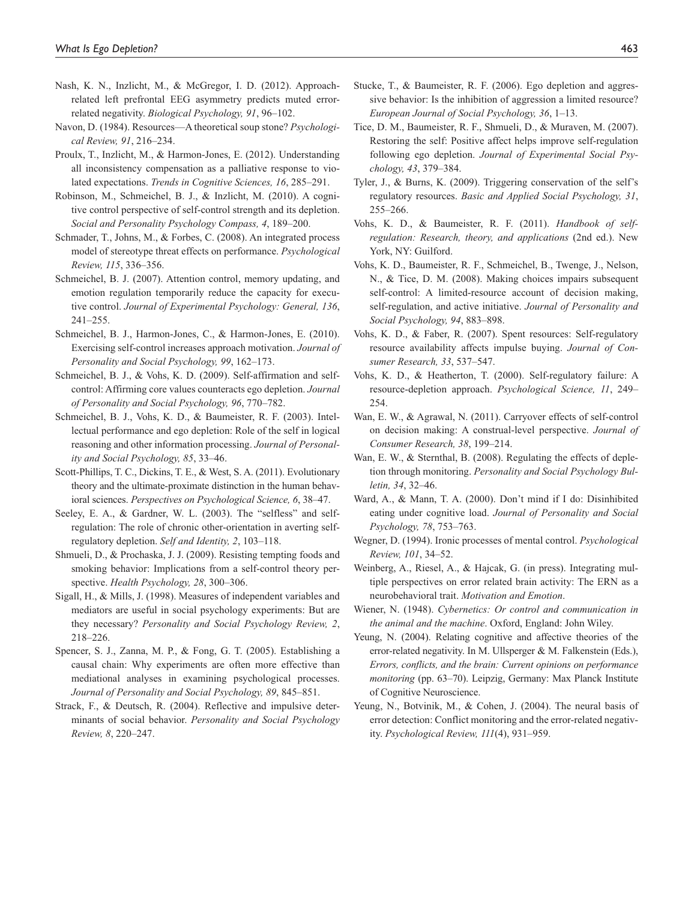Nash, K. N., Inzlicht, M., & McGregor, I. D. (2012). Approach-related left prefrontal EEG asymmetry predicts muted error-related negativity. *Biological Psychology, 91*, 96–102.

Navon, D. (1984). Resources—A theoretical soup stone? *Psychological Review, 91*, 216–234.

Proulx, T., Inzlicht, M., & Harmon-Jones, E. (2012). Understanding all inconsistency compensation as a palliative response to violated expectations. *Trends in Cognitive Sciences, 16*, 285–291.

Robinson, M., Schmeichel, B. J., & Inzlicht, M. (2010). A cognitive control perspective of self-control strength and its depletion. *Social and Personality Psychology Compass, 4*, 189–200.

Schmader, T., Johns, M., & Forbes, C. (2008). An integrated process model of stereotype threat effects on performance. *Psychological Review, 115*, 336–356.

Schmeichel, B. J. (2007). Attention control, memory updating, and emotion regulation temporarily reduce the capacity for executive control. *Journal of Experimental Psychology: General, 136*, 241–255.

Schmeichel, B. J., Harmon-Jones, C., & Harmon-Jones, E. (2010). Exercising self-control increases approach motivation. *Journal of Personality and Social Psychology, 99*, 162–173.

Schmeichel, B. J., & Vohs, K. D. (2009). Self-affirmation and self-control: Affirming core values counteracts ego depletion. *Journal of Personality and Social Psychology, 96*, 770–782.

Schmeichel, B. J., Vohs, K. D., & Baumeister, R. F. (2003). Intellectual performance and ego depletion: Role of the self in logical reasoning and other information processing. *Journal of Personality and Social Psychology, 85*, 33–46.

Scott-Phillips, T. C., Dickins, T. E., & West, S. A. (2011). Evolutionary theory and the ultimate-proximate distinction in the human behavioral sciences. *Perspectives on Psychological Science, 6*, 38–47.

Seeley, E. A., & Gardner, W. L. (2003). The "selfless" and self-regulation: The role of chronic other-orientation in averting self-regulatory depletion. *Self and Identity, 2*, 103–118.

Shmueli, D., & Prochaska, J. J. (2009). Resisting tempting foods and smoking behavior: Implications from a self-control theory perspective. *Health Psychology, 28*, 300–306.

Sigall, H., & Mills, J. (1998). Measures of independent variables and mediators are useful in social psychology experiments: But are they necessary? *Personality and Social Psychology Review, 2*, 218–226.

Spencer, S. J., Zanna, M. P., & Fong, G. T. (2005). Establishing a causal chain: Why experiments are often more effective than mediational analyses in examining psychological processes. *Journal of Personality and Social Psychology, 89*, 845–851.

Strack, F., & Deutsch, R. (2004). Reflective and impulsive determinants of social behavior. *Personality and Social Psychology Review, 8*, 220–247.

Stucke, T., & Baumeister, R. F. (2006). Ego depletion and aggressive behavior: Is the inhibition of aggression a limited resource? *European Journal of Social Psychology, 36*, 1–13.

Tice, D. M., Baumeister, R. F., Shmueli, D., & Muraven, M. (2007). Restoring the self: Positive affect helps improve self-regulation following ego depletion. *Journal of Experimental Social Psychology, 43*, 379–384.

Tyler, J., & Burns, K. (2009). Triggering conservation of the self's regulatory resources. *Basic and Applied Social Psychology, 31*, 255–266.

Vohs, K. D., & Baumeister, R. F. (2011). *Handbook of self-regulation: Research, theory, and applications* (2nd ed.). New York, NY: Guilford.

Vohs, K. D., Baumeister, R. F., Schmeichel, B., Twenge, J., Nelson, N., & Tice, D. M. (2008). Making choices impairs subsequent self-control: A limited-resource account of decision making, self-regulation, and active initiative. *Journal of Personality and Social Psychology, 94*, 883–898.

Vohs, K. D., & Faber, R. (2007). Spent resources: Self-regulatory resource availability affects impulse buying. *Journal of Consumer Research, 33*, 537–547.

Vohs, K. D., & Heatherton, T. (2000). Self-regulatory failure: A resource-depletion approach. *Psychological Science, 11*, 249–254.

Wan, E. W., & Agrawal, N. (2011). Carryover effects of self-control on decision making: A construal-level perspective. *Journal of Consumer Research, 38*, 199–214.

Wan, E. W., & Sternthal, B. (2008). Regulating the effects of depletion through monitoring. *Personality and Social Psychology Bulletin, 34*, 32–46.

Ward, A., & Mann, T. A. (2000). Don't mind if I do: Disinhibited eating under cognitive load. *Journal of Personality and Social Psychology, 78*, 753–763.

Wegner, D. (1994). Ironic processes of mental control. *Psychological Review, 101*, 34–52.

Weinberg, A., Riesel, A., & Hajcak, G. (in press). Integrating multiple perspectives on error related brain activity: The ERN as a neurobehavioral trait. *Motivation and Emotion*.

Wiener, N. (1948). *Cybernetics: Or control and communication in the animal and the machine*. Oxford, England: John Wiley.

Yeung, N. (2004). Relating cognitive and affective theories of the error-related negativity. In M. Ullsperger & M. Falkenstein (Eds.), *Errors, conflicts, and the brain: Current opinions on performance monitoring* (pp. 63–70). Leipzig, Germany: Max Planck Institute of Cognitive Neuroscience.

Yeung, N., Botvinik, M., & Cohen, J. (2004). The neural basis of error detection: Conflict monitoring and the error-related negativity. *Psychological Review, 111*(4), 931–959.